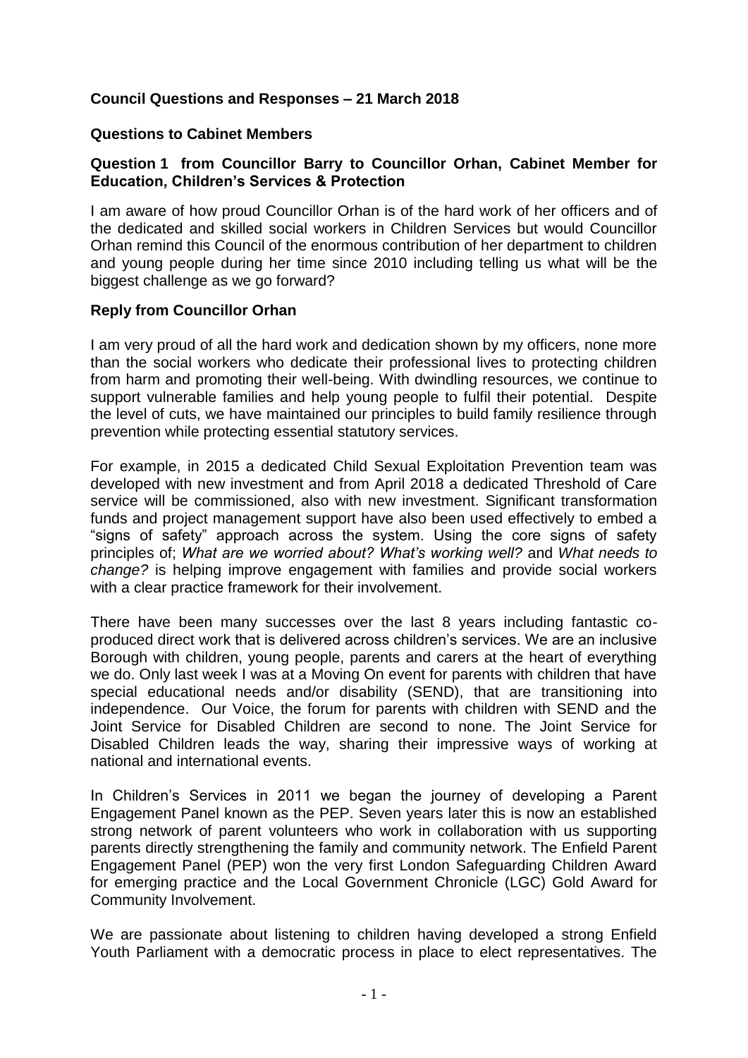**Council Questions and Responses – 21 March 2018**

**Questions to Cabinet Members**

**Question 1 from Councillor Barry to Councillor Orhan, Cabinet Member for Education, Children's Services & Protection**

I am aware of how proud Councillor Orhan is of the hard work of her officers and of the dedicated and skilled social workers in Children Services but would Councillor Orhan remind this Council of the enormous contribution of her department to children and young people during her time since 2010 including telling us what will be the biggest challenge as we go forward?

**Reply from Councillor Orhan**

I am very proud of all the hard work and dedication shown by my officers, none more than the social workers who dedicate their professional lives to protecting children from harm and promoting their well-being. With dwindling resources, we continue to support vulnerable families and help young people to fulfil their potential. Despite the level of cuts, we have maintained our principles to build family resilience through prevention while protecting essential statutory services.

For example, in 2015 a dedicated Child Sexual Exploitation Prevention team was developed with new investment and from April 2018 a dedicated Threshold of Care service will be commissioned, also with new investment. Significant transformation funds and project management support have also been used effectively to embed a "signs of safety" approach across the system. Using the core signs of safety principles of; *What are we worried about? What's working well?* and *What needs to change?* is helping improve engagement with families and provide social workers with a clear practice framework for their involvement.

There have been many successes over the last 8 years including fantastic co-produced direct work that is delivered across children's services. We are an inclusive Borough with children, young people, parents and carers at the heart of everything we do. Only last week I was at a Moving On event for parents with children that have special educational needs and/or disability (SEND), that are transitioning into independence. Our Voice, the forum for parents with children with SEND and the Joint Service for Disabled Children are second to none. The Joint Service for Disabled Children leads the way, sharing their impressive ways of working at national and international events.

In Children's Services in 2011 we began the journey of developing a Parent Engagement Panel known as the PEP. Seven years later this is now an established strong network of parent volunteers who work in collaboration with us supporting parents directly strengthening the family and community network. The Enfield Parent Engagement Panel (PEP) won the very first London Safeguarding Children Award for emerging practice and the Local Government Chronicle (LGC) Gold Award for Community Involvement.

We are passionate about listening to children having developed a strong Enfield Youth Parliament with a democratic process in place to elect representatives. The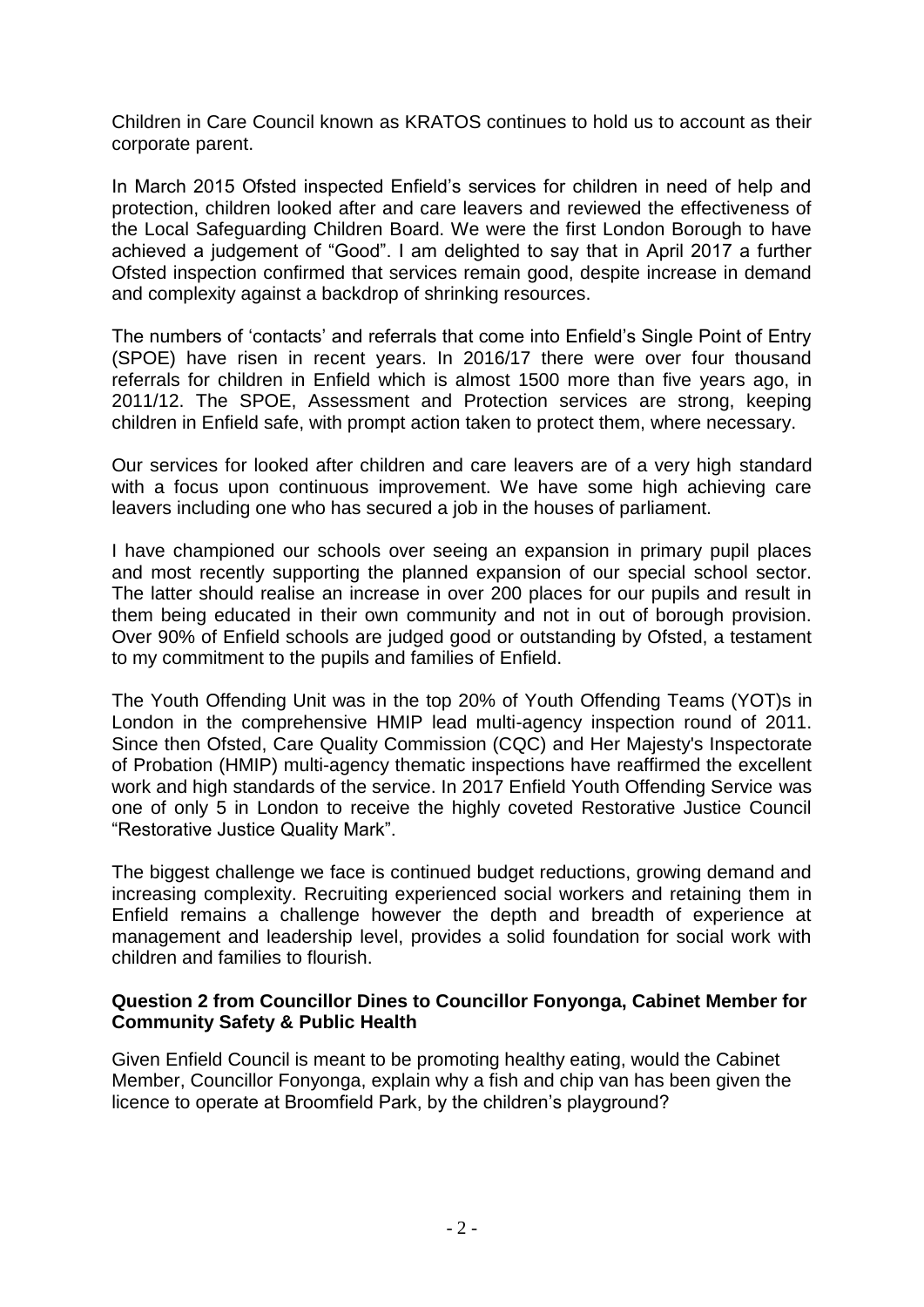Children in Care Council known as KRATOS continues to hold us to account as their corporate parent.

In March 2015 Ofsted inspected Enfield's services for children in need of help and protection, children looked after and care leavers and reviewed the effectiveness of the Local Safeguarding Children Board. We were the first London Borough to have achieved a judgement of "Good". I am delighted to say that in April 2017 a further Ofsted inspection confirmed that services remain good, despite increase in demand and complexity against a backdrop of shrinking resources.

The numbers of 'contacts' and referrals that come into Enfield's Single Point of Entry (SPOE) have risen in recent years. In 2016/17 there were over four thousand referrals for children in Enfield which is almost 1500 more than five years ago, in 2011/12. The SPOE, Assessment and Protection services are strong, keeping children in Enfield safe, with prompt action taken to protect them, where necessary.

Our services for looked after children and care leavers are of a very high standard with a focus upon continuous improvement. We have some high achieving care leavers including one who has secured a job in the houses of parliament.

I have championed our schools over seeing an expansion in primary pupil places and most recently supporting the planned expansion of our special school sector. The latter should realise an increase in over 200 places for our pupils and result in them being educated in their own community and not in out of borough provision. Over 90% of Enfield schools are judged good or outstanding by Ofsted, a testament to my commitment to the pupils and families of Enfield.

The Youth Offending Unit was in the top 20% of Youth Offending Teams (YOT)s in London in the comprehensive HMIP lead multi-agency inspection round of 2011. Since then Ofsted, Care Quality Commission (CQC) and Her Majesty's Inspectorate of Probation (HMIP) multi-agency thematic inspections have reaffirmed the excellent work and high standards of the service. In 2017 Enfield Youth Offending Service was one of only 5 in London to receive the highly coveted Restorative Justice Council "Restorative Justice Quality Mark".

The biggest challenge we face is continued budget reductions, growing demand and increasing complexity. Recruiting experienced social workers and retaining them in Enfield remains a challenge however the depth and breadth of experience at management and leadership level, provides a solid foundation for social work with children and families to flourish.

**Question 2 from Councillor Dines to Councillor Fonyonga, Cabinet Member for Community Safety & Public Health**

Given Enfield Council is meant to be promoting healthy eating, would the Cabinet Member, Councillor Fonyonga, explain why a fish and chip van has been given the licence to operate at Broomfield Park, by the children's playground?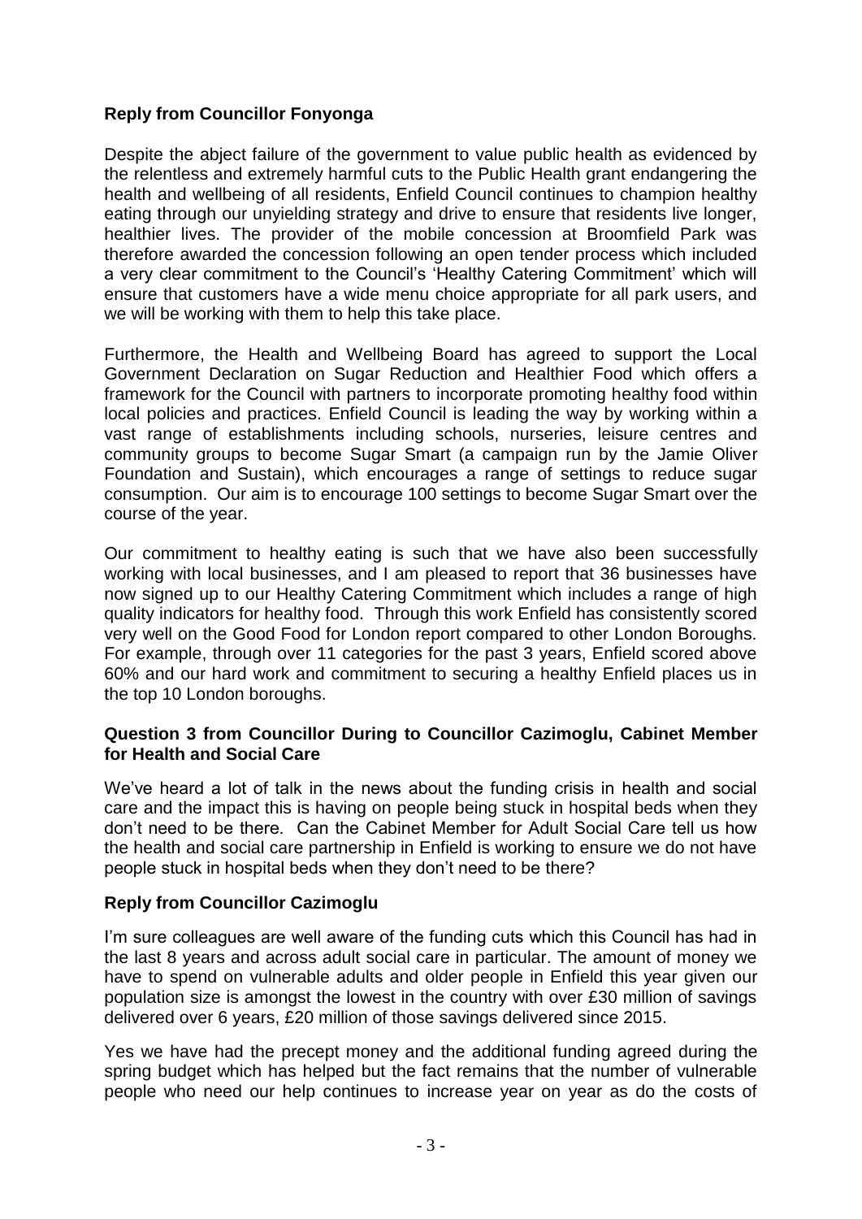**Reply from Councillor Fonyonga**

Despite the abject failure of the government to value public health as evidenced by the relentless and extremely harmful cuts to the Public Health grant endangering the health and wellbeing of all residents, Enfield Council continues to champion healthy eating through our unyielding strategy and drive to ensure that residents live longer, healthier lives. The provider of the mobile concession at Broomfield Park was therefore awarded the concession following an open tender process which included a very clear commitment to the Council's 'Healthy Catering Commitment' which will ensure that customers have a wide menu choice appropriate for all park users, and we will be working with them to help this take place.

Furthermore, the Health and Wellbeing Board has agreed to support the Local Government Declaration on Sugar Reduction and Healthier Food which offers a framework for the Council with partners to incorporate promoting healthy food within local policies and practices. Enfield Council is leading the way by working within a vast range of establishments including schools, nurseries, leisure centres and community groups to become Sugar Smart (a campaign run by the Jamie Oliver Foundation and Sustain), which encourages a range of settings to reduce sugar consumption. Our aim is to encourage 100 settings to become Sugar Smart over the course of the year.

Our commitment to healthy eating is such that we have also been successfully working with local businesses, and I am pleased to report that 36 businesses have now signed up to our Healthy Catering Commitment which includes a range of high quality indicators for healthy food. Through this work Enfield has consistently scored very well on the Good Food for London report compared to other London Boroughs. For example, through over 11 categories for the past 3 years, Enfield scored above 60% and our hard work and commitment to securing a healthy Enfield places us in the top 10 London boroughs.

**Question 3 from Councillor During to Councillor Cazimoglu, Cabinet Member for Health and Social Care**

We've heard a lot of talk in the news about the funding crisis in health and social care and the impact this is having on people being stuck in hospital beds when they don't need to be there. Can the Cabinet Member for Adult Social Care tell us how the health and social care partnership in Enfield is working to ensure we do not have people stuck in hospital beds when they don't need to be there?

**Reply from Councillor Cazimoglu**

I'm sure colleagues are well aware of the funding cuts which this Council has had in the last 8 years and across adult social care in particular. The amount of money we have to spend on vulnerable adults and older people in Enfield this year given our population size is amongst the lowest in the country with over £30 million of savings delivered over 6 years, £20 million of those savings delivered since 2015.

Yes we have had the precept money and the additional funding agreed during the spring budget which has helped but the fact remains that the number of vulnerable people who need our help continues to increase year on year as do the costs of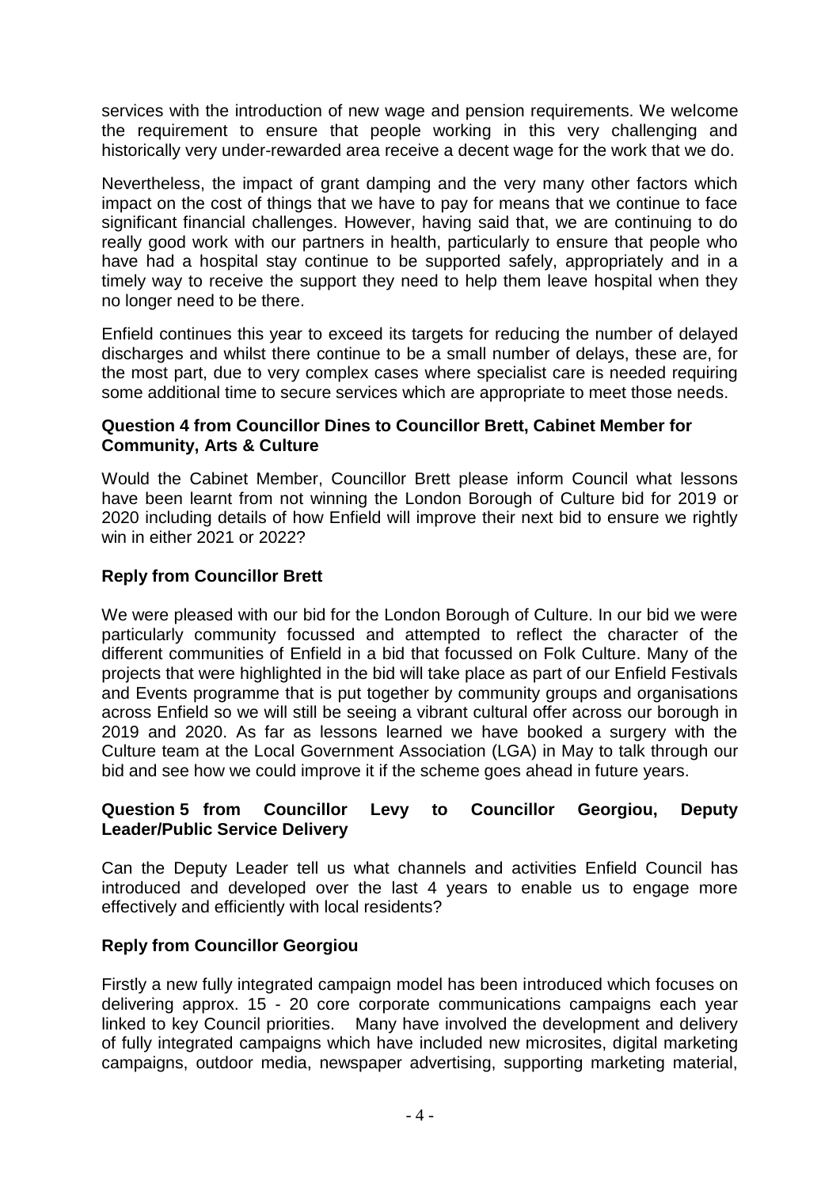services with the introduction of new wage and pension requirements. We welcome the requirement to ensure that people working in this very challenging and historically very under-rewarded area receive a decent wage for the work that we do.

Nevertheless, the impact of grant damping and the very many other factors which impact on the cost of things that we have to pay for means that we continue to face significant financial challenges. However, having said that, we are continuing to do really good work with our partners in health, particularly to ensure that people who have had a hospital stay continue to be supported safely, appropriately and in a timely way to receive the support they need to help them leave hospital when they no longer need to be there.

Enfield continues this year to exceed its targets for reducing the number of delayed discharges and whilst there continue to be a small number of delays, these are, for the most part, due to very complex cases where specialist care is needed requiring some additional time to secure services which are appropriate to meet those needs.

**Question 4 from Councillor Dines to Councillor Brett, Cabinet Member for Community, Arts & Culture**

Would the Cabinet Member, Councillor Brett please inform Council what lessons have been learnt from not winning the London Borough of Culture bid for 2019 or 2020 including details of how Enfield will improve their next bid to ensure we rightly win in either 2021 or 2022?

**Reply from Councillor Brett**

We were pleased with our bid for the London Borough of Culture. In our bid we were particularly community focussed and attempted to reflect the character of the different communities of Enfield in a bid that focussed on Folk Culture. Many of the projects that were highlighted in the bid will take place as part of our Enfield Festivals and Events programme that is put together by community groups and organisations across Enfield so we will still be seeing a vibrant cultural offer across our borough in 2019 and 2020. As far as lessons learned we have booked a surgery with the Culture team at the Local Government Association (LGA) in May to talk through our bid and see how we could improve it if the scheme goes ahead in future years.

**Question 5 from Councillor Levy to Councillor Georgiou, Deputy Leader/Public Service Delivery**

Can the Deputy Leader tell us what channels and activities Enfield Council has introduced and developed over the last 4 years to enable us to engage more effectively and efficiently with local residents?

**Reply from Councillor Georgiou**

Firstly a new fully integrated campaign model has been introduced which focuses on delivering approx. 15 - 20 core corporate communications campaigns each year linked to key Council priorities. Many have involved the development and delivery of fully integrated campaigns which have included new microsites, digital marketing campaigns, outdoor media, newspaper advertising, supporting marketing material,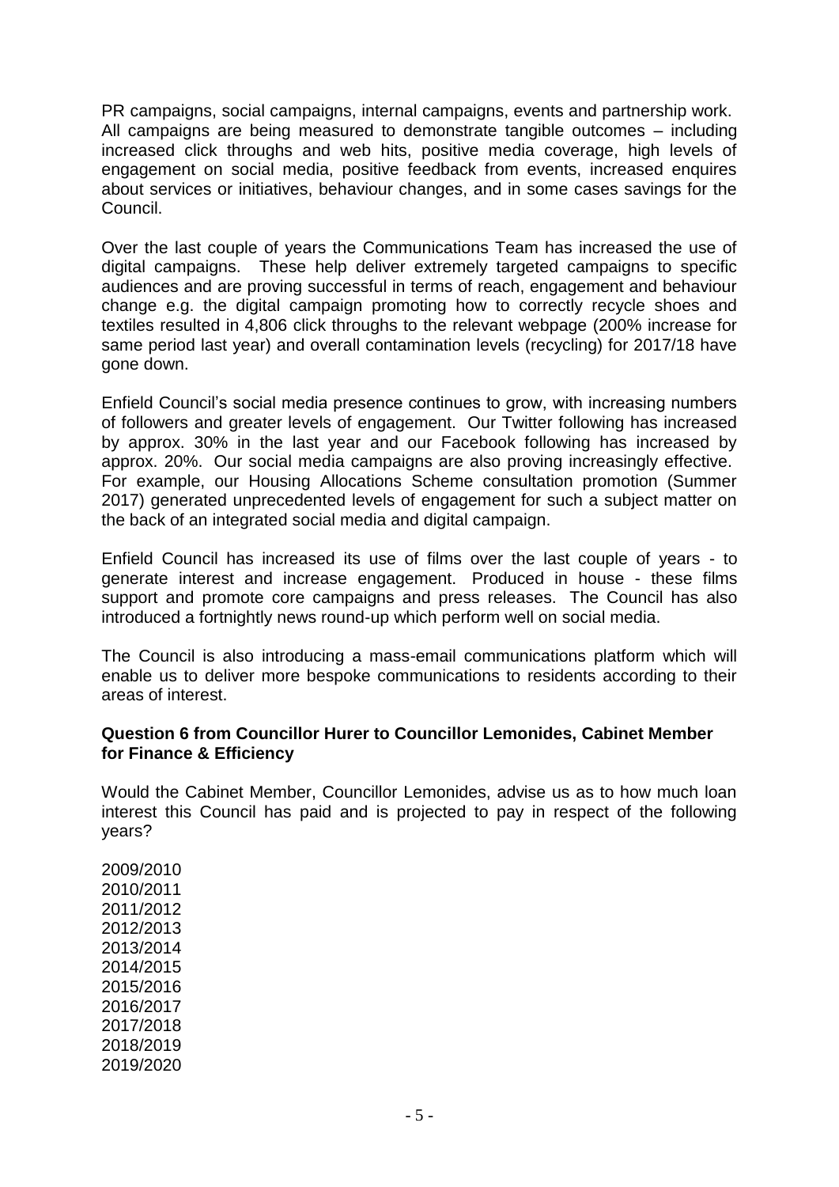PR campaigns, social campaigns, internal campaigns, events and partnership work. All campaigns are being measured to demonstrate tangible outcomes – including increased click throughs and web hits, positive media coverage, high levels of engagement on social media, positive feedback from events, increased enquires about services or initiatives, behaviour changes, and in some cases savings for the Council.

Over the last couple of years the Communications Team has increased the use of digital campaigns. These help deliver extremely targeted campaigns to specific audiences and are proving successful in terms of reach, engagement and behaviour change e.g. the digital campaign promoting how to correctly recycle shoes and textiles resulted in 4,806 click throughs to the relevant webpage (200% increase for same period last year) and overall contamination levels (recycling) for 2017/18 have gone down.

Enfield Council's social media presence continues to grow, with increasing numbers of followers and greater levels of engagement. Our Twitter following has increased by approx. 30% in the last year and our Facebook following has increased by approx. 20%. Our social media campaigns are also proving increasingly effective. For example, our Housing Allocations Scheme consultation promotion (Summer 2017) generated unprecedented levels of engagement for such a subject matter on the back of an integrated social media and digital campaign.

Enfield Council has increased its use of films over the last couple of years - to generate interest and increase engagement. Produced in house - these films support and promote core campaigns and press releases. The Council has also introduced a fortnightly news round-up which perform well on social media.

The Council is also introducing a mass-email communications platform which will enable us to deliver more bespoke communications to residents according to their areas of interest.

**Question 6 from Councillor Hurer to Councillor Lemonides, Cabinet Member for Finance & Efficiency**

Would the Cabinet Member, Councillor Lemonides, advise us as to how much loan interest this Council has paid and is projected to pay in respect of the following years?

2009/2010
2010/2011
2011/2012
2012/2013
2013/2014
2014/2015
2015/2016
2016/2017
2017/2018
2018/2019
2019/2020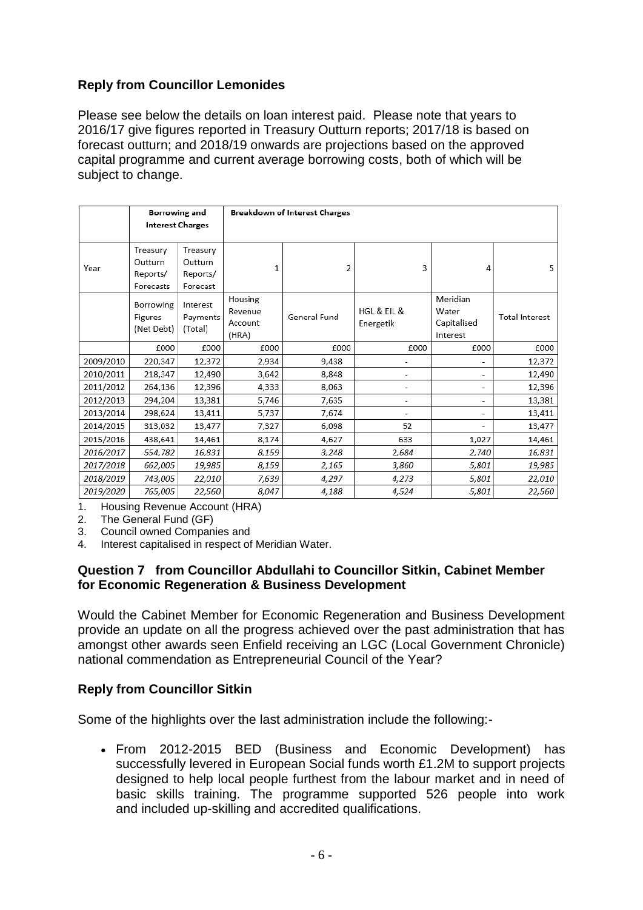## Reply from Councillor Lemonides

Please see below the details on loan interest paid. Please note that years to 2016/17 give figures reported in Treasury Outturn reports; 2017/18 is based on forecast outturn; and 2018/19 onwards are projections based on the approved capital programme and current average borrowing costs, both of which will be subject to change.

| | Borrowing and Interest Charges | | Breakdown of Interest Charges | | | | |
|---|---|---|---|---|---|---|---|
| Year | Treasury Outturn Reports/ Forecasts | Treasury Outturn Reports/ Forecasts | 1 | 2 | 3 | 4 | 5 |
| | Borrowing Figures (Net Debt) | Interest Payments (Total) | Housing Revenue Account (HRA) | General Fund | HGL & EIL & Energetik | Meridian Water Capitalised Interest | Total Interest |
| | £000 | £000 | £000 | £000 | £000 | £000 | £000 |
| 2009/2010 | 220,347 | 12,372 | 2,934 | 9,438 | - | - | 12,372 |
| 2010/2011 | 218,347 | 12,490 | 3,642 | 8,848 | - | - | 12,490 |
| 2011/2012 | 264,136 | 12,396 | 4,333 | 8,063 | - | - | 12,396 |
| 2012/2013 | 294,204 | 13,381 | 5,746 | 7,635 | - | - | 13,381 |
| 2013/2014 | 298,624 | 13,411 | 5,737 | 7,674 | - | - | 13,411 |
| 2014/2015 | 313,032 | 13,477 | 7,327 | 6,098 | 52 | - | 13,477 |
| 2015/2016 | 438,641 | 14,461 | 8,174 | 4,627 | 633 | 1,027 | 14,461 |
| *2016/2017* | *554,782* | *16,831* | *8,159* | *3,248* | *2,684* | *2,740* | *16,831* |
| *2017/2018* | *662,005* | *19,985* | *8,159* | *2,165* | *3,860* | *5,801* | *19,985* |
| *2018/2019* | *743,005* | *22,010* | *7,639* | *4,297* | *4,273* | *5,801* | *22,010* |
| *2019/2020* | *765,005* | *22,560* | *8,047* | *4,188* | *4,524* | *5,801* | *22,560* |

1. Housing Revenue Account (HRA)
2. The General Fund (GF)
3. Council owned Companies and
4. Interest capitalised in respect of Meridian Water.

## Question 7 from Councillor Abdullahi to Councillor Sitkin, Cabinet Member for Economic Regeneration & Business Development

Would the Cabinet Member for Economic Regeneration and Business Development provide an update on all the progress achieved over the past administration that has amongst other awards seen Enfield receiving an LGC (Local Government Chronicle) national commendation as Entrepreneurial Council of the Year?

## Reply from Councillor Sitkin

Some of the highlights over the last administration include the following:-

- From 2012-2015 BED (Business and Economic Development) has successfully levered in European Social funds worth £1.2M to support projects designed to help local people furthest from the labour market and in need of basic skills training. The programme supported 526 people into work and included up-skilling and accredited qualifications.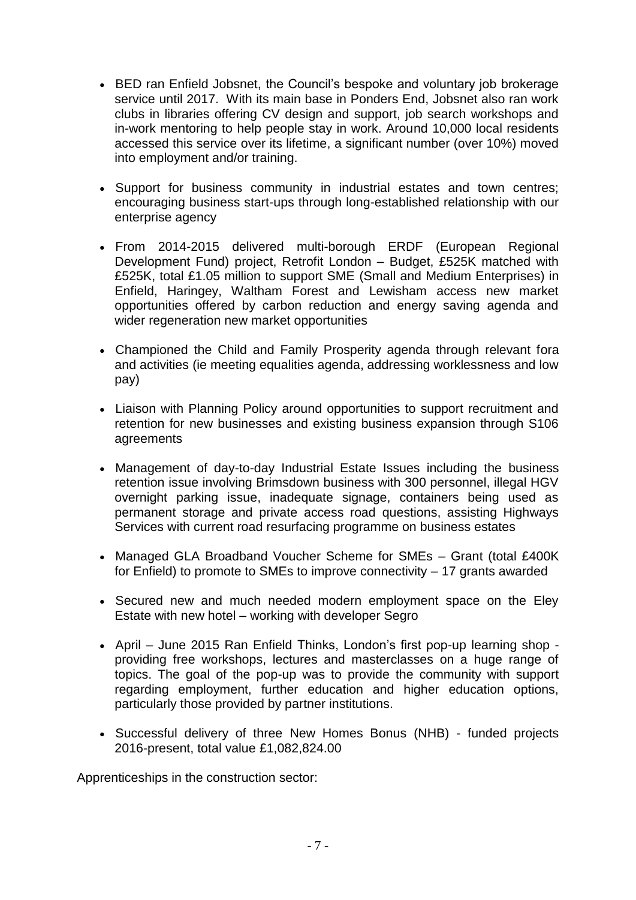- BED ran Enfield Jobsnet, the Council's bespoke and voluntary job brokerage service until 2017. With its main base in Ponders End, Jobsnet also ran work clubs in libraries offering CV design and support, job search workshops and in-work mentoring to help people stay in work. Around 10,000 local residents accessed this service over its lifetime, a significant number (over 10%) moved into employment and/or training.

- Support for business community in industrial estates and town centres; encouraging business start-ups through long-established relationship with our enterprise agency

- From 2014-2015 delivered multi-borough ERDF (European Regional Development Fund) project, Retrofit London – Budget, £525K matched with £525K, total £1.05 million to support SME (Small and Medium Enterprises) in Enfield, Haringey, Waltham Forest and Lewisham access new market opportunities offered by carbon reduction and energy saving agenda and wider regeneration new market opportunities

- Championed the Child and Family Prosperity agenda through relevant fora and activities (ie meeting equalities agenda, addressing worklessness and low pay)

- Liaison with Planning Policy around opportunities to support recruitment and retention for new businesses and existing business expansion through S106 agreements

- Management of day-to-day Industrial Estate Issues including the business retention issue involving Brimsdown business with 300 personnel, illegal HGV overnight parking issue, inadequate signage, containers being used as permanent storage and private access road questions, assisting Highways Services with current road resurfacing programme on business estates

- Managed GLA Broadband Voucher Scheme for SMEs – Grant (total £400K for Enfield) to promote to SMEs to improve connectivity – 17 grants awarded

- Secured new and much needed modern employment space on the Eley Estate with new hotel – working with developer Segro

- April – June 2015 Ran Enfield Thinks, London's first pop-up learning shop - providing free workshops, lectures and masterclasses on a huge range of topics. The goal of the pop-up was to provide the community with support regarding employment, further education and higher education options, particularly those provided by partner institutions.

- Successful delivery of three New Homes Bonus (NHB) - funded projects 2016-present, total value £1,082,824.00

Apprenticeships in the construction sector: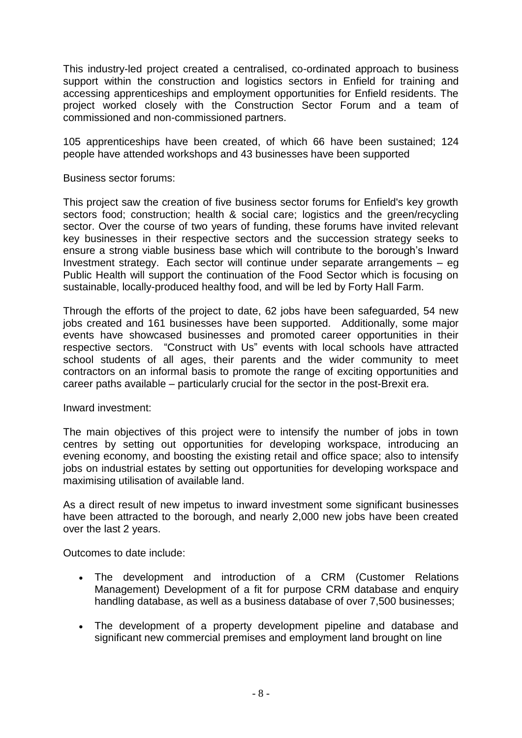This industry-led project created a centralised, co-ordinated approach to business support within the construction and logistics sectors in Enfield for training and accessing apprenticeships and employment opportunities for Enfield residents. The project worked closely with the Construction Sector Forum and a team of commissioned and non-commissioned partners.

105 apprenticeships have been created, of which 66 have been sustained; 124 people have attended workshops and 43 businesses have been supported

Business sector forums:

This project saw the creation of five business sector forums for Enfield's key growth sectors food; construction; health & social care; logistics and the green/recycling sector. Over the course of two years of funding, these forums have invited relevant key businesses in their respective sectors and the succession strategy seeks to ensure a strong viable business base which will contribute to the borough's Inward Investment strategy. Each sector will continue under separate arrangements – eg Public Health will support the continuation of the Food Sector which is focusing on sustainable, locally-produced healthy food, and will be led by Forty Hall Farm.

Through the efforts of the project to date, 62 jobs have been safeguarded, 54 new jobs created and 161 businesses have been supported. Additionally, some major events have showcased businesses and promoted career opportunities in their respective sectors. "Construct with Us" events with local schools have attracted school students of all ages, their parents and the wider community to meet contractors on an informal basis to promote the range of exciting opportunities and career paths available – particularly crucial for the sector in the post-Brexit era.

Inward investment:

The main objectives of this project were to intensify the number of jobs in town centres by setting out opportunities for developing workspace, introducing an evening economy, and boosting the existing retail and office space; also to intensify jobs on industrial estates by setting out opportunities for developing workspace and maximising utilisation of available land.

As a direct result of new impetus to inward investment some significant businesses have been attracted to the borough, and nearly 2,000 new jobs have been created over the last 2 years.

Outcomes to date include:

- The development and introduction of a CRM (Customer Relations Management) Development of a fit for purpose CRM database and enquiry handling database, as well as a business database of over 7,500 businesses;

- The development of a property development pipeline and database and significant new commercial premises and employment land brought on line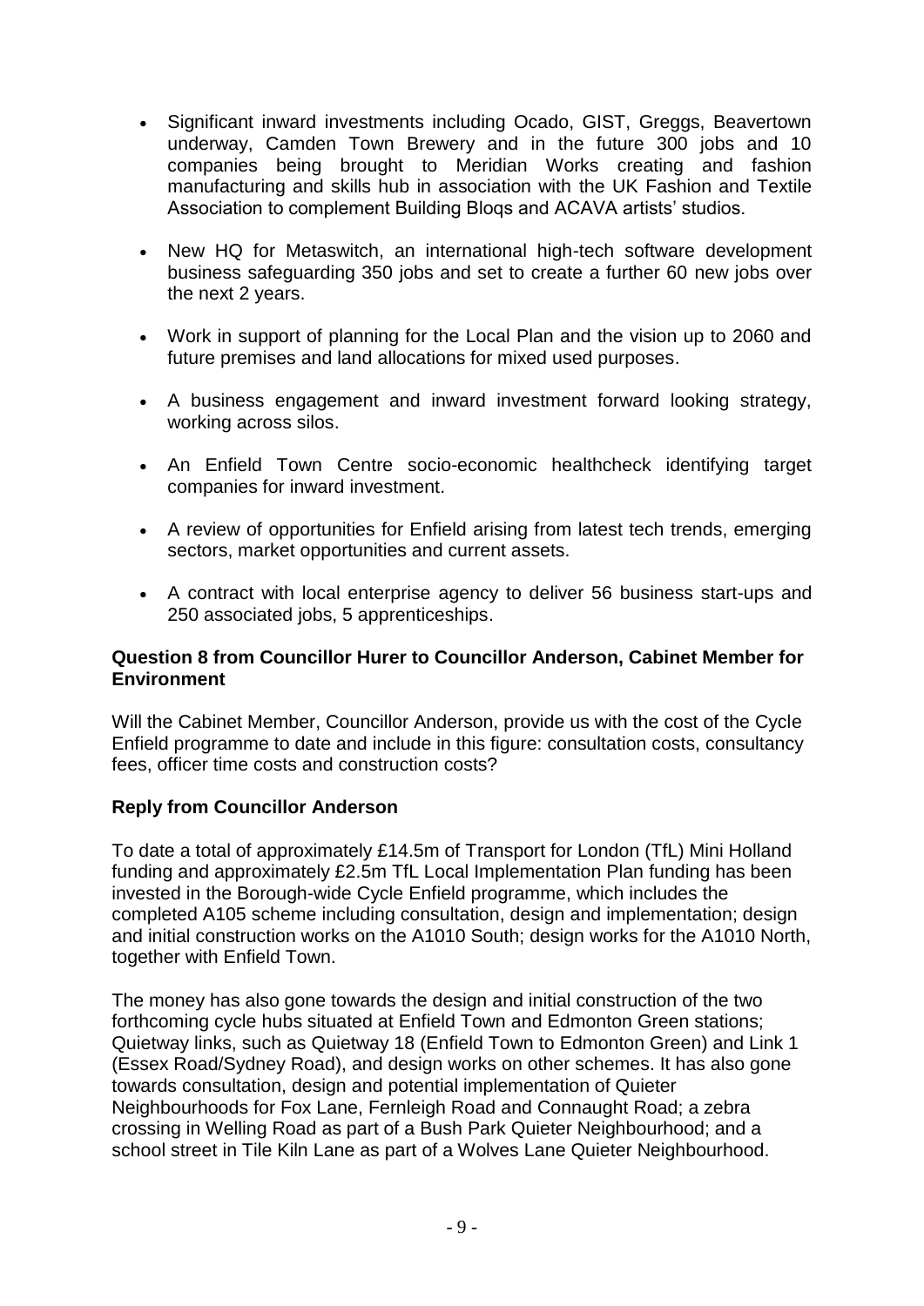- Significant inward investments including Ocado, GIST, Greggs, Beavertown underway, Camden Town Brewery and in the future 300 jobs and 10 companies being brought to Meridian Works creating and fashion manufacturing and skills hub in association with the UK Fashion and Textile Association to complement Building Bloqs and ACAVA artists' studios.

- New HQ for Metaswitch, an international high-tech software development business safeguarding 350 jobs and set to create a further 60 new jobs over the next 2 years.

- Work in support of planning for the Local Plan and the vision up to 2060 and future premises and land allocations for mixed used purposes.

- A business engagement and inward investment forward looking strategy, working across silos.

- An Enfield Town Centre socio-economic healthcheck identifying target companies for inward investment.

- A review of opportunities for Enfield arising from latest tech trends, emerging sectors, market opportunities and current assets.

- A contract with local enterprise agency to deliver 56 business start-ups and 250 associated jobs, 5 apprenticeships.

**Question 8 from Councillor Hurer to Councillor Anderson, Cabinet Member for Environment**

Will the Cabinet Member, Councillor Anderson, provide us with the cost of the Cycle Enfield programme to date and include in this figure: consultation costs, consultancy fees, officer time costs and construction costs?

**Reply from Councillor Anderson**

To date a total of approximately £14.5m of Transport for London (TfL) Mini Holland funding and approximately £2.5m TfL Local Implementation Plan funding has been invested in the Borough-wide Cycle Enfield programme, which includes the completed A105 scheme including consultation, design and implementation; design and initial construction works on the A1010 South; design works for the A1010 North, together with Enfield Town.

The money has also gone towards the design and initial construction of the two forthcoming cycle hubs situated at Enfield Town and Edmonton Green stations; Quietway links, such as Quietway 18 (Enfield Town to Edmonton Green) and Link 1 (Essex Road/Sydney Road), and design works on other schemes. It has also gone towards consultation, design and potential implementation of Quieter Neighbourhoods for Fox Lane, Fernleigh Road and Connaught Road; a zebra crossing in Welling Road as part of a Bush Park Quieter Neighbourhood; and a school street in Tile Kiln Lane as part of a Wolves Lane Quieter Neighbourhood.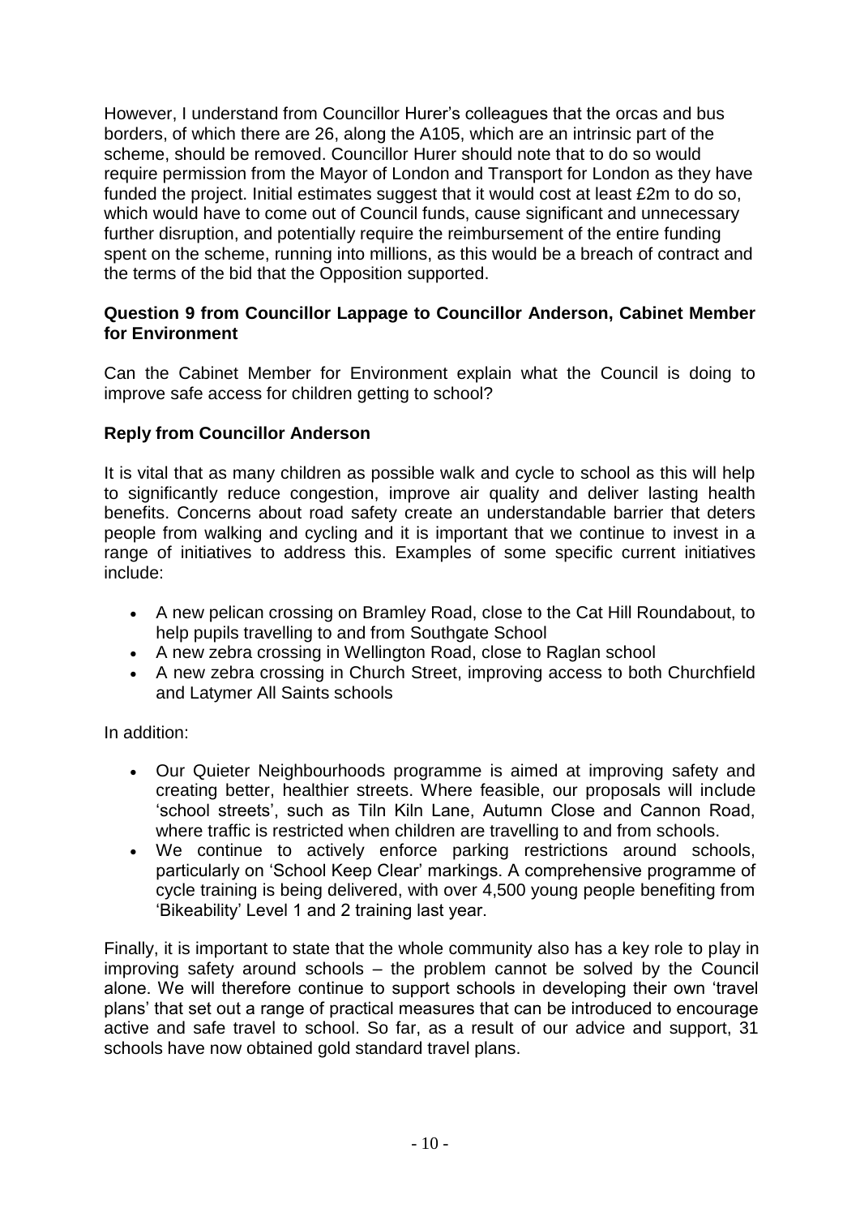However, I understand from Councillor Hurer's colleagues that the orcas and bus borders, of which there are 26, along the A105, which are an intrinsic part of the scheme, should be removed. Councillor Hurer should note that to do so would require permission from the Mayor of London and Transport for London as they have funded the project. Initial estimates suggest that it would cost at least £2m to do so, which would have to come out of Council funds, cause significant and unnecessary further disruption, and potentially require the reimbursement of the entire funding spent on the scheme, running into millions, as this would be a breach of contract and the terms of the bid that the Opposition supported.

**Question 9 from Councillor Lappage to Councillor Anderson, Cabinet Member for Environment**

Can the Cabinet Member for Environment explain what the Council is doing to improve safe access for children getting to school?

**Reply from Councillor Anderson**

It is vital that as many children as possible walk and cycle to school as this will help to significantly reduce congestion, improve air quality and deliver lasting health benefits. Concerns about road safety create an understandable barrier that deters people from walking and cycling and it is important that we continue to invest in a range of initiatives to address this. Examples of some specific current initiatives include:

- A new pelican crossing on Bramley Road, close to the Cat Hill Roundabout, to help pupils travelling to and from Southgate School
- A new zebra crossing in Wellington Road, close to Raglan school
- A new zebra crossing in Church Street, improving access to both Churchfield and Latymer All Saints schools

In addition:

- Our Quieter Neighbourhoods programme is aimed at improving safety and creating better, healthier streets. Where feasible, our proposals will include 'school streets', such as Tiln Kiln Lane, Autumn Close and Cannon Road, where traffic is restricted when children are travelling to and from schools.
- We continue to actively enforce parking restrictions around schools, particularly on 'School Keep Clear' markings. A comprehensive programme of cycle training is being delivered, with over 4,500 young people benefiting from 'Bikeability' Level 1 and 2 training last year.

Finally, it is important to state that the whole community also has a key role to play in improving safety around schools – the problem cannot be solved by the Council alone. We will therefore continue to support schools in developing their own 'travel plans' that set out a range of practical measures that can be introduced to encourage active and safe travel to school. So far, as a result of our advice and support, 31 schools have now obtained gold standard travel plans.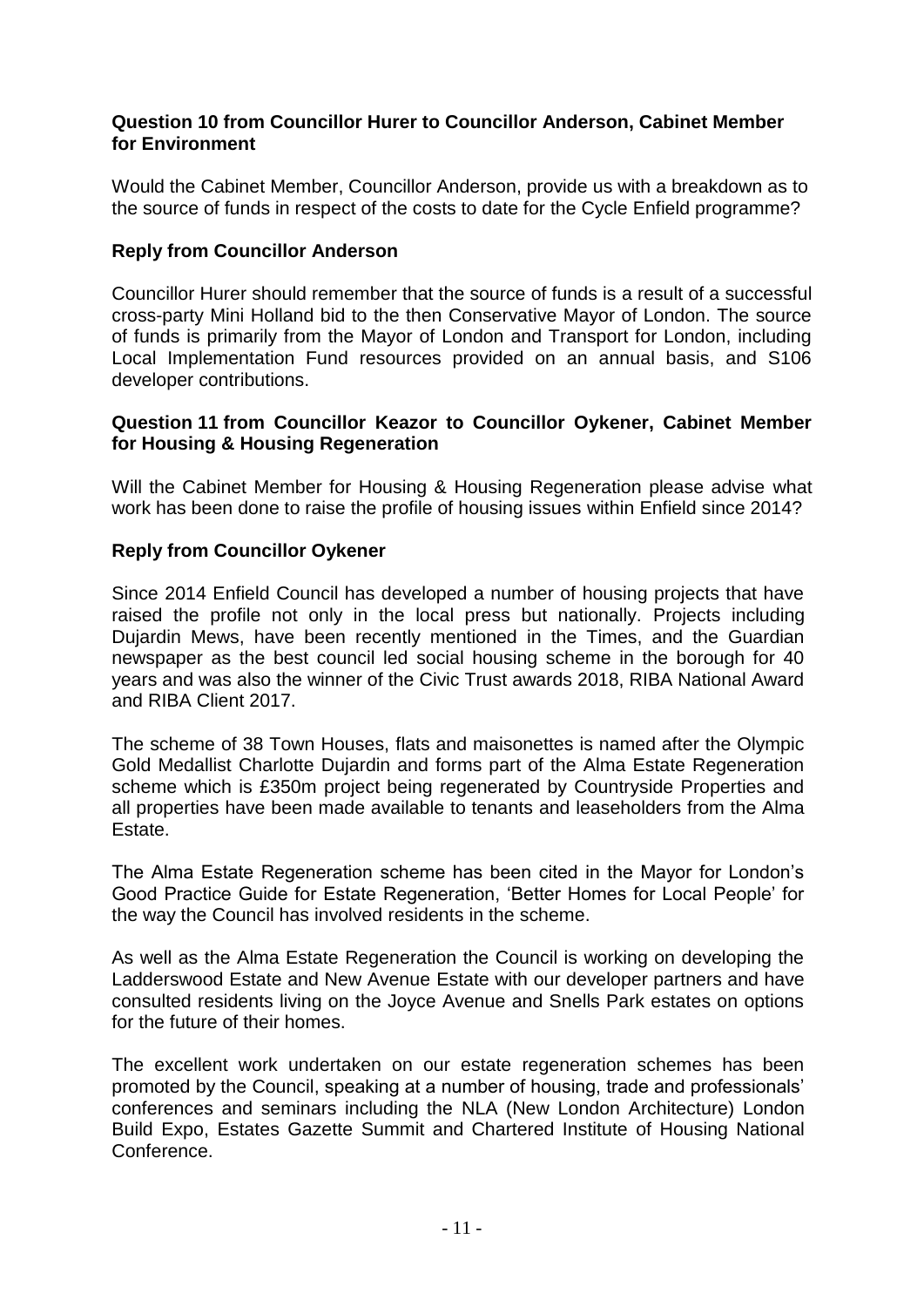**Question 10 from Councillor Hurer to Councillor Anderson, Cabinet Member for Environment**

Would the Cabinet Member, Councillor Anderson, provide us with a breakdown as to the source of funds in respect of the costs to date for the Cycle Enfield programme?

**Reply from Councillor Anderson**

Councillor Hurer should remember that the source of funds is a result of a successful cross-party Mini Holland bid to the then Conservative Mayor of London. The source of funds is primarily from the Mayor of London and Transport for London, including Local Implementation Fund resources provided on an annual basis, and S106 developer contributions.

**Question 11 from Councillor Keazor to Councillor Oykener, Cabinet Member for Housing & Housing Regeneration**

Will the Cabinet Member for Housing & Housing Regeneration please advise what work has been done to raise the profile of housing issues within Enfield since 2014?

**Reply from Councillor Oykener**

Since 2014 Enfield Council has developed a number of housing projects that have raised the profile not only in the local press but nationally. Projects including Dujardin Mews, have been recently mentioned in the Times, and the Guardian newspaper as the best council led social housing scheme in the borough for 40 years and was also the winner of the Civic Trust awards 2018, RIBA National Award and RIBA Client 2017.

The scheme of 38 Town Houses, flats and maisonettes is named after the Olympic Gold Medallist Charlotte Dujardin and forms part of the Alma Estate Regeneration scheme which is £350m project being regenerated by Countryside Properties and all properties have been made available to tenants and leaseholders from the Alma Estate.

The Alma Estate Regeneration scheme has been cited in the Mayor for London's Good Practice Guide for Estate Regeneration, 'Better Homes for Local People' for the way the Council has involved residents in the scheme.

As well as the Alma Estate Regeneration the Council is working on developing the Ladderswood Estate and New Avenue Estate with our developer partners and have consulted residents living on the Joyce Avenue and Snells Park estates on options for the future of their homes.

The excellent work undertaken on our estate regeneration schemes has been promoted by the Council, speaking at a number of housing, trade and professionals' conferences and seminars including the NLA (New London Architecture) London Build Expo, Estates Gazette Summit and Chartered Institute of Housing National Conference.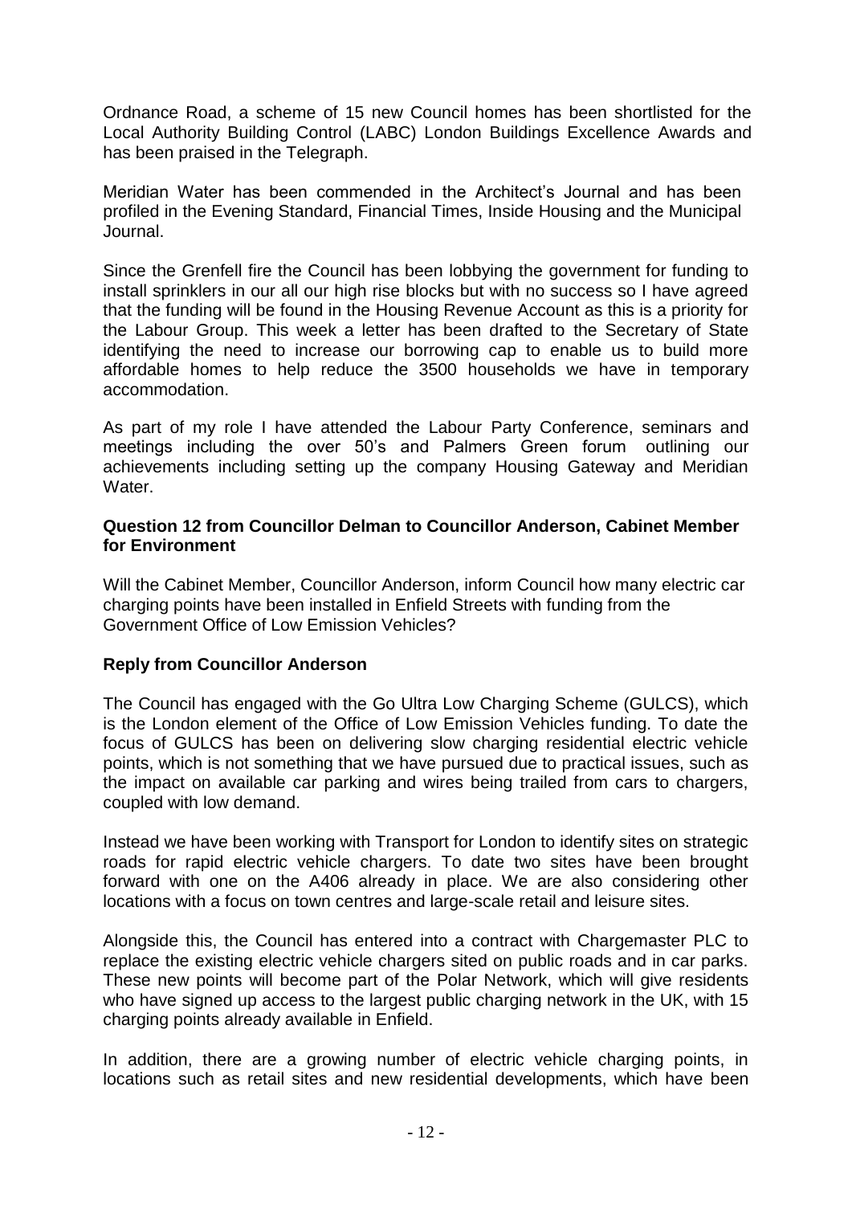Ordnance Road, a scheme of 15 new Council homes has been shortlisted for the Local Authority Building Control (LABC) London Buildings Excellence Awards and has been praised in the Telegraph.

Meridian Water has been commended in the Architect's Journal and has been profiled in the Evening Standard, Financial Times, Inside Housing and the Municipal Journal.

Since the Grenfell fire the Council has been lobbying the government for funding to install sprinklers in our all our high rise blocks but with no success so I have agreed that the funding will be found in the Housing Revenue Account as this is a priority for the Labour Group. This week a letter has been drafted to the Secretary of State identifying the need to increase our borrowing cap to enable us to build more affordable homes to help reduce the 3500 households we have in temporary accommodation.

As part of my role I have attended the Labour Party Conference, seminars and meetings including the over 50's and Palmers Green forum outlining our achievements including setting up the company Housing Gateway and Meridian Water.

**Question 12 from Councillor Delman to Councillor Anderson, Cabinet Member for Environment**

Will the Cabinet Member, Councillor Anderson, inform Council how many electric car charging points have been installed in Enfield Streets with funding from the Government Office of Low Emission Vehicles?

**Reply from Councillor Anderson**

The Council has engaged with the Go Ultra Low Charging Scheme (GULCS), which is the London element of the Office of Low Emission Vehicles funding. To date the focus of GULCS has been on delivering slow charging residential electric vehicle points, which is not something that we have pursued due to practical issues, such as the impact on available car parking and wires being trailed from cars to chargers, coupled with low demand.

Instead we have been working with Transport for London to identify sites on strategic roads for rapid electric vehicle chargers. To date two sites have been brought forward with one on the A406 already in place. We are also considering other locations with a focus on town centres and large-scale retail and leisure sites.

Alongside this, the Council has entered into a contract with Chargemaster PLC to replace the existing electric vehicle chargers sited on public roads and in car parks. These new points will become part of the Polar Network, which will give residents who have signed up access to the largest public charging network in the UK, with 15 charging points already available in Enfield.

In addition, there are a growing number of electric vehicle charging points, in locations such as retail sites and new residential developments, which have been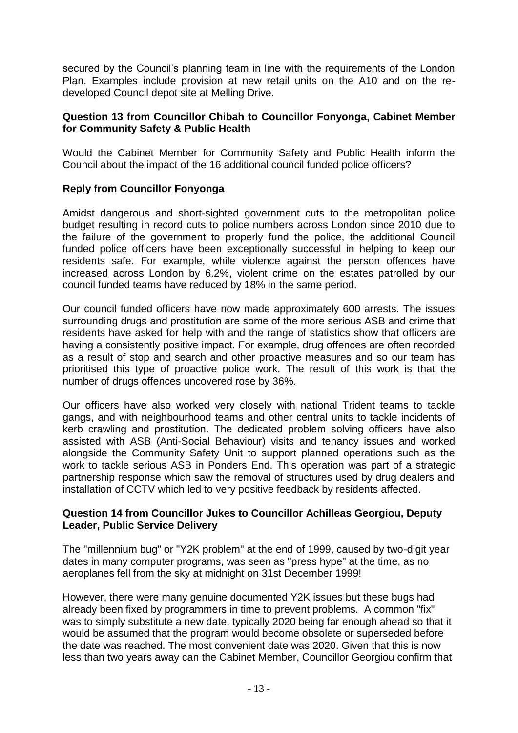secured by the Council's planning team in line with the requirements of the London Plan. Examples include provision at new retail units on the A10 and on the re-developed Council depot site at Melling Drive.

**Question 13 from Councillor Chibah to Councillor Fonyonga, Cabinet Member for Community Safety & Public Health**

Would the Cabinet Member for Community Safety and Public Health inform the Council about the impact of the 16 additional council funded police officers?

**Reply from Councillor Fonyonga**

Amidst dangerous and short-sighted government cuts to the metropolitan police budget resulting in record cuts to police numbers across London since 2010 due to the failure of the government to properly fund the police, the additional Council funded police officers have been exceptionally successful in helping to keep our residents safe. For example, while violence against the person offences have increased across London by 6.2%, violent crime on the estates patrolled by our council funded teams have reduced by 18% in the same period.

Our council funded officers have now made approximately 600 arrests. The issues surrounding drugs and prostitution are some of the more serious ASB and crime that residents have asked for help with and the range of statistics show that officers are having a consistently positive impact. For example, drug offences are often recorded as a result of stop and search and other proactive measures and so our team has prioritised this type of proactive police work. The result of this work is that the number of drugs offences uncovered rose by 36%.

Our officers have also worked very closely with national Trident teams to tackle gangs, and with neighbourhood teams and other central units to tackle incidents of kerb crawling and prostitution. The dedicated problem solving officers have also assisted with ASB (Anti-Social Behaviour) visits and tenancy issues and worked alongside the Community Safety Unit to support planned operations such as the work to tackle serious ASB in Ponders End. This operation was part of a strategic partnership response which saw the removal of structures used by drug dealers and installation of CCTV which led to very positive feedback by residents affected.

**Question 14 from Councillor Jukes to Councillor Achilleas Georgiou, Deputy Leader, Public Service Delivery**

The "millennium bug" or "Y2K problem" at the end of 1999, caused by two-digit year dates in many computer programs, was seen as "press hype" at the time, as no aeroplanes fell from the sky at midnight on 31st December 1999!

However, there were many genuine documented Y2K issues but these bugs had already been fixed by programmers in time to prevent problems. A common "fix" was to simply substitute a new date, typically 2020 being far enough ahead so that it would be assumed that the program would become obsolete or superseded before the date was reached. The most convenient date was 2020. Given that this is now less than two years away can the Cabinet Member, Councillor Georgiou confirm that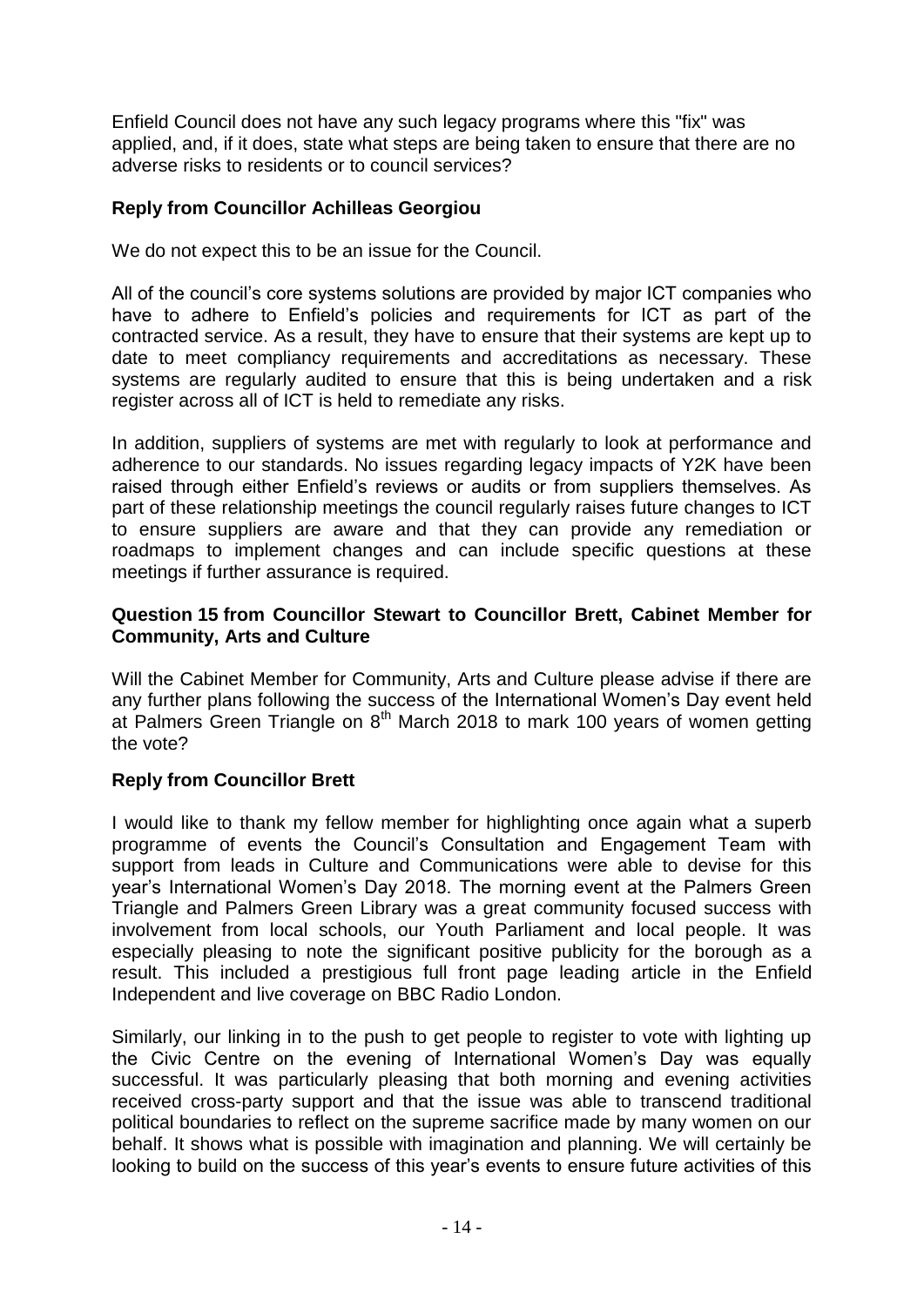Enfield Council does not have any such legacy programs where this "fix" was applied, and, if it does, state what steps are being taken to ensure that there are no adverse risks to residents or to council services?

### Reply from Councillor Achilleas Georgiou

We do not expect this to be an issue for the Council.

All of the council's core systems solutions are provided by major ICT companies who have to adhere to Enfield's policies and requirements for ICT as part of the contracted service. As a result, they have to ensure that their systems are kept up to date to meet compliancy requirements and accreditations as necessary. These systems are regularly audited to ensure that this is being undertaken and a risk register across all of ICT is held to remediate any risks.

In addition, suppliers of systems are met with regularly to look at performance and adherence to our standards. No issues regarding legacy impacts of Y2K have been raised through either Enfield's reviews or audits or from suppliers themselves. As part of these relationship meetings the council regularly raises future changes to ICT to ensure suppliers are aware and that they can provide any remediation or roadmaps to implement changes and can include specific questions at these meetings if further assurance is required.

### Question 15 from Councillor Stewart to Councillor Brett, Cabinet Member for Community, Arts and Culture

Will the Cabinet Member for Community, Arts and Culture please advise if there are any further plans following the success of the International Women's Day event held at Palmers Green Triangle on 8th March 2018 to mark 100 years of women getting the vote?

### Reply from Councillor Brett

I would like to thank my fellow member for highlighting once again what a superb programme of events the Council's Consultation and Engagement Team with support from leads in Culture and Communications were able to devise for this year's International Women's Day 2018. The morning event at the Palmers Green Triangle and Palmers Green Library was a great community focused success with involvement from local schools, our Youth Parliament and local people. It was especially pleasing to note the significant positive publicity for the borough as a result. This included a prestigious full front page leading article in the Enfield Independent and live coverage on BBC Radio London.

Similarly, our linking in to the push to get people to register to vote with lighting up the Civic Centre on the evening of International Women's Day was equally successful. It was particularly pleasing that both morning and evening activities received cross-party support and that the issue was able to transcend traditional political boundaries to reflect on the supreme sacrifice made by many women on our behalf. It shows what is possible with imagination and planning. We will certainly be looking to build on the success of this year's events to ensure future activities of this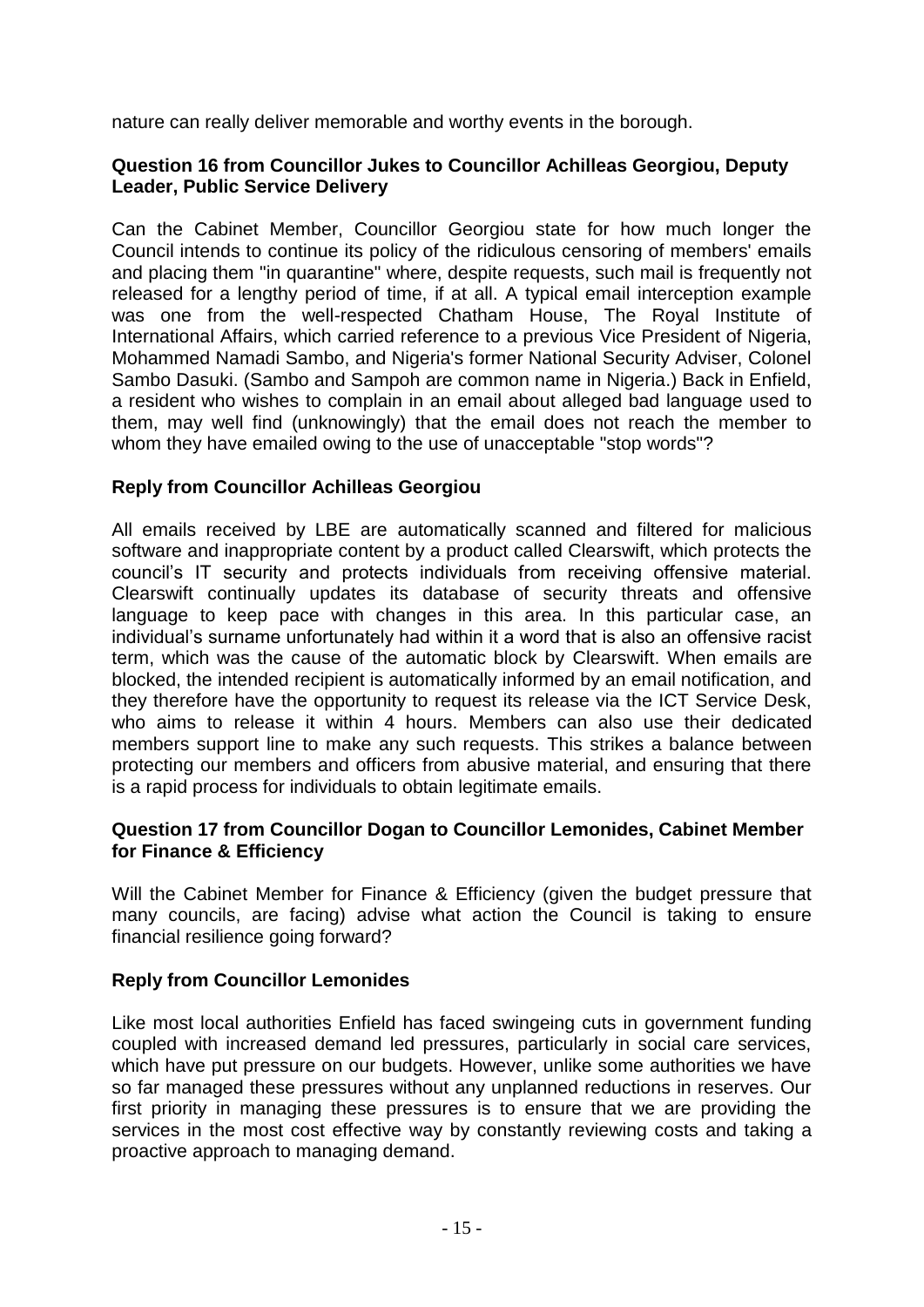nature can really deliver memorable and worthy events in the borough.

**Question 16 from Councillor Jukes to Councillor Achilleas Georgiou, Deputy Leader, Public Service Delivery**

Can the Cabinet Member, Councillor Georgiou state for how much longer the Council intends to continue its policy of the ridiculous censoring of members' emails and placing them "in quarantine" where, despite requests, such mail is frequently not released for a lengthy period of time, if at all. A typical email interception example was one from the well-respected Chatham House, The Royal Institute of International Affairs, which carried reference to a previous Vice President of Nigeria, Mohammed Namadi Sambo, and Nigeria's former National Security Adviser, Colonel Sambo Dasuki. (Sambo and Sampoh are common name in Nigeria.) Back in Enfield, a resident who wishes to complain in an email about alleged bad language used to them, may well find (unknowingly) that the email does not reach the member to whom they have emailed owing to the use of unacceptable "stop words"?

**Reply from Councillor Achilleas Georgiou**

All emails received by LBE are automatically scanned and filtered for malicious software and inappropriate content by a product called Clearswift, which protects the council's IT security and protects individuals from receiving offensive material. Clearswift continually updates its database of security threats and offensive language to keep pace with changes in this area. In this particular case, an individual's surname unfortunately had within it a word that is also an offensive racist term, which was the cause of the automatic block by Clearswift. When emails are blocked, the intended recipient is automatically informed by an email notification, and they therefore have the opportunity to request its release via the ICT Service Desk, who aims to release it within 4 hours. Members can also use their dedicated members support line to make any such requests. This strikes a balance between protecting our members and officers from abusive material, and ensuring that there is a rapid process for individuals to obtain legitimate emails.

**Question 17 from Councillor Dogan to Councillor Lemonides, Cabinet Member for Finance & Efficiency**

Will the Cabinet Member for Finance & Efficiency (given the budget pressure that many councils, are facing) advise what action the Council is taking to ensure financial resilience going forward?

**Reply from Councillor Lemonides**

Like most local authorities Enfield has faced swingeing cuts in government funding coupled with increased demand led pressures, particularly in social care services, which have put pressure on our budgets. However, unlike some authorities we have so far managed these pressures without any unplanned reductions in reserves. Our first priority in managing these pressures is to ensure that we are providing the services in the most cost effective way by constantly reviewing costs and taking a proactive approach to managing demand.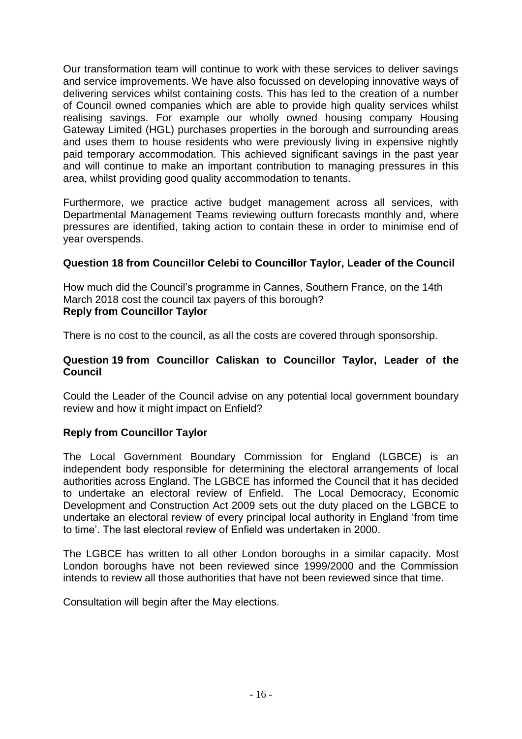Our transformation team will continue to work with these services to deliver savings and service improvements. We have also focussed on developing innovative ways of delivering services whilst containing costs. This has led to the creation of a number of Council owned companies which are able to provide high quality services whilst realising savings. For example our wholly owned housing company Housing Gateway Limited (HGL) purchases properties in the borough and surrounding areas and uses them to house residents who were previously living in expensive nightly paid temporary accommodation. This achieved significant savings in the past year and will continue to make an important contribution to managing pressures in this area, whilst providing good quality accommodation to tenants.

Furthermore, we practice active budget management across all services, with Departmental Management Teams reviewing outturn forecasts monthly and, where pressures are identified, taking action to contain these in order to minimise end of year overspends.

**Question 18 from Councillor Celebi to Councillor Taylor, Leader of the Council**

How much did the Council's programme in Cannes, Southern France, on the 14th March 2018 cost the council tax payers of this borough?

**Reply from Councillor Taylor**

There is no cost to the council, as all the costs are covered through sponsorship.

**Question 19 from Councillor Caliskan to Councillor Taylor, Leader of the Council**

Could the Leader of the Council advise on any potential local government boundary review and how it might impact on Enfield?

**Reply from Councillor Taylor**

The Local Government Boundary Commission for England (LGBCE) is an independent body responsible for determining the electoral arrangements of local authorities across England. The LGBCE has informed the Council that it has decided to undertake an electoral review of Enfield. The Local Democracy, Economic Development and Construction Act 2009 sets out the duty placed on the LGBCE to undertake an electoral review of every principal local authority in England 'from time to time'. The last electoral review of Enfield was undertaken in 2000.

The LGBCE has written to all other London boroughs in a similar capacity. Most London boroughs have not been reviewed since 1999/2000 and the Commission intends to review all those authorities that have not been reviewed since that time.

Consultation will begin after the May elections.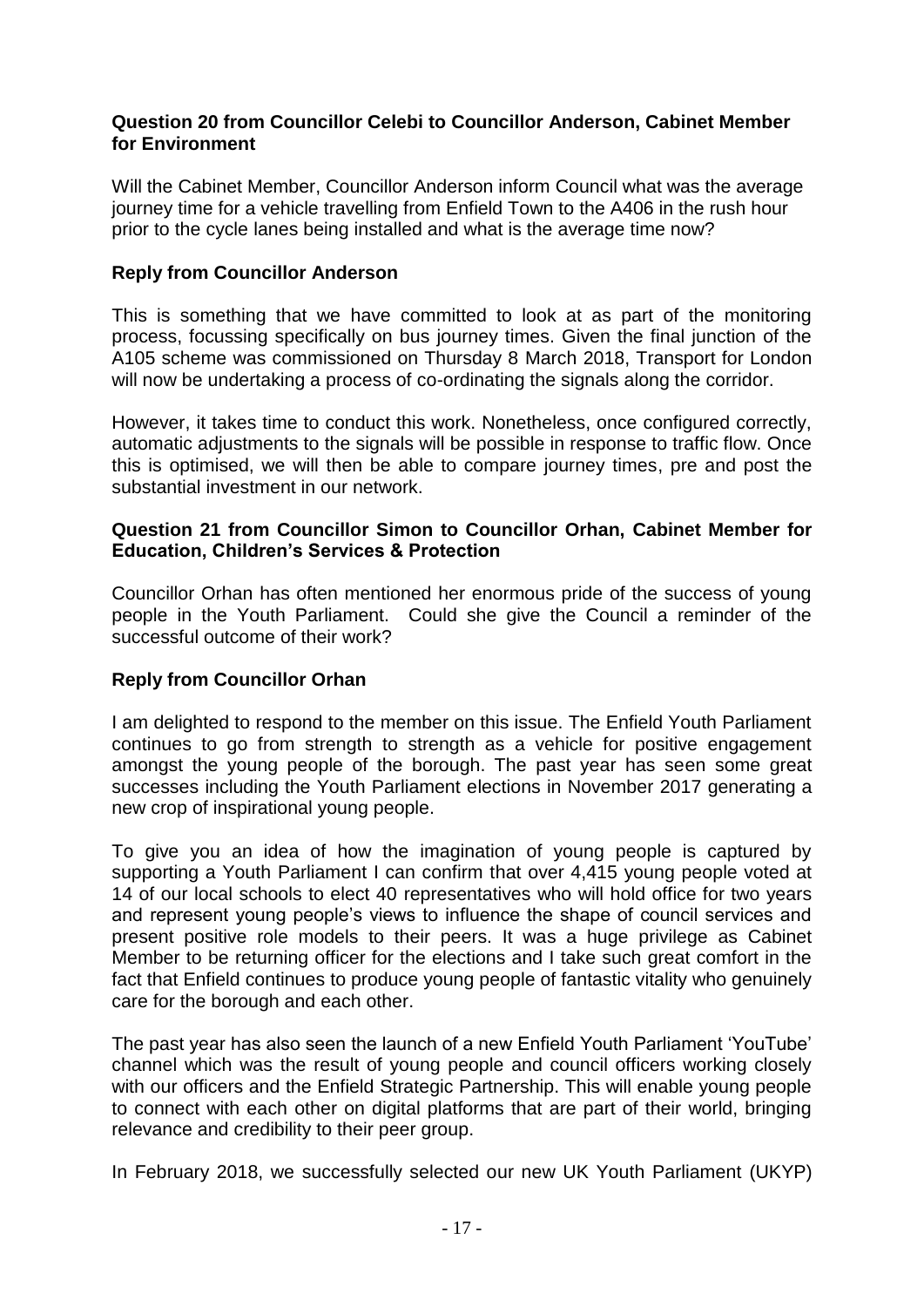**Question 20 from Councillor Celebi to Councillor Anderson, Cabinet Member for Environment**

Will the Cabinet Member, Councillor Anderson inform Council what was the average journey time for a vehicle travelling from Enfield Town to the A406 in the rush hour prior to the cycle lanes being installed and what is the average time now?

**Reply from Councillor Anderson**

This is something that we have committed to look at as part of the monitoring process, focussing specifically on bus journey times. Given the final junction of the A105 scheme was commissioned on Thursday 8 March 2018, Transport for London will now be undertaking a process of co-ordinating the signals along the corridor.

However, it takes time to conduct this work. Nonetheless, once configured correctly, automatic adjustments to the signals will be possible in response to traffic flow. Once this is optimised, we will then be able to compare journey times, pre and post the substantial investment in our network.

**Question 21 from Councillor Simon to Councillor Orhan, Cabinet Member for Education, Children's Services & Protection**

Councillor Orhan has often mentioned her enormous pride of the success of young people in the Youth Parliament. Could she give the Council a reminder of the successful outcome of their work?

**Reply from Councillor Orhan**

I am delighted to respond to the member on this issue. The Enfield Youth Parliament continues to go from strength to strength as a vehicle for positive engagement amongst the young people of the borough. The past year has seen some great successes including the Youth Parliament elections in November 2017 generating a new crop of inspirational young people.

To give you an idea of how the imagination of young people is captured by supporting a Youth Parliament I can confirm that over 4,415 young people voted at 14 of our local schools to elect 40 representatives who will hold office for two years and represent young people's views to influence the shape of council services and present positive role models to their peers. It was a huge privilege as Cabinet Member to be returning officer for the elections and I take such great comfort in the fact that Enfield continues to produce young people of fantastic vitality who genuinely care for the borough and each other.

The past year has also seen the launch of a new Enfield Youth Parliament 'YouTube' channel which was the result of young people and council officers working closely with our officers and the Enfield Strategic Partnership. This will enable young people to connect with each other on digital platforms that are part of their world, bringing relevance and credibility to their peer group.

In February 2018, we successfully selected our new UK Youth Parliament (UKYP)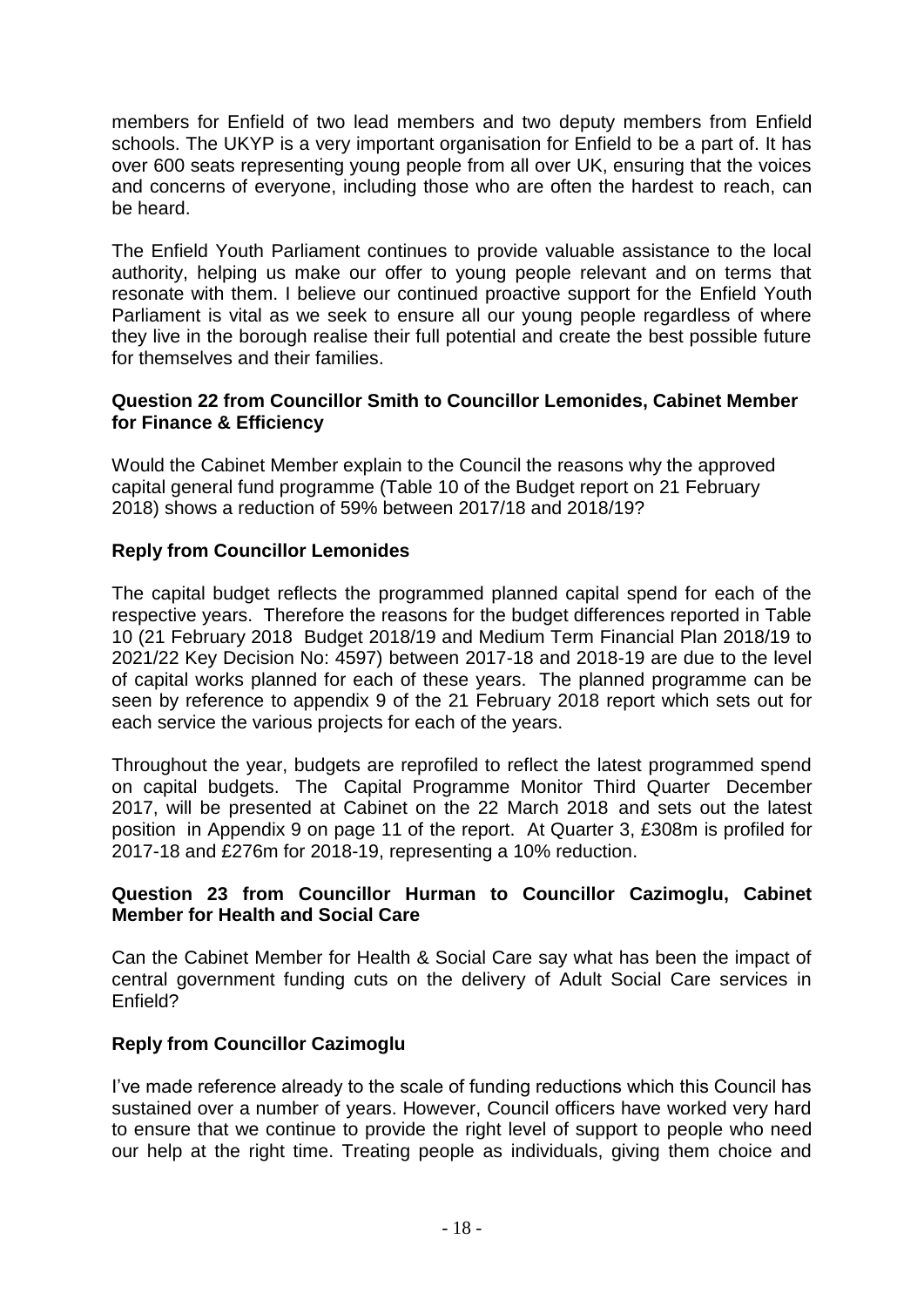members for Enfield of two lead members and two deputy members from Enfield schools. The UKYP is a very important organisation for Enfield to be a part of. It has over 600 seats representing young people from all over UK, ensuring that the voices and concerns of everyone, including those who are often the hardest to reach, can be heard.

The Enfield Youth Parliament continues to provide valuable assistance to the local authority, helping us make our offer to young people relevant and on terms that resonate with them. I believe our continued proactive support for the Enfield Youth Parliament is vital as we seek to ensure all our young people regardless of where they live in the borough realise their full potential and create the best possible future for themselves and their families.

**Question 22 from Councillor Smith to Councillor Lemonides, Cabinet Member for Finance & Efficiency**

Would the Cabinet Member explain to the Council the reasons why the approved capital general fund programme (Table 10 of the Budget report on 21 February 2018) shows a reduction of 59% between 2017/18 and 2018/19?

**Reply from Councillor Lemonides**

The capital budget reflects the programmed planned capital spend for each of the respective years. Therefore the reasons for the budget differences reported in Table 10 (21 February 2018 Budget 2018/19 and Medium Term Financial Plan 2018/19 to 2021/22 Key Decision No: 4597) between 2017-18 and 2018-19 are due to the level of capital works planned for each of these years. The planned programme can be seen by reference to appendix 9 of the 21 February 2018 report which sets out for each service the various projects for each of the years.

Throughout the year, budgets are reprofiled to reflect the latest programmed spend on capital budgets. The Capital Programme Monitor Third Quarter December 2017, will be presented at Cabinet on the 22 March 2018 and sets out the latest position in Appendix 9 on page 11 of the report. At Quarter 3, £308m is profiled for 2017-18 and £276m for 2018-19, representing a 10% reduction.

**Question 23 from Councillor Hurman to Councillor Cazimoglu, Cabinet Member for Health and Social Care**

Can the Cabinet Member for Health & Social Care say what has been the impact of central government funding cuts on the delivery of Adult Social Care services in Enfield?

**Reply from Councillor Cazimoglu**

I've made reference already to the scale of funding reductions which this Council has sustained over a number of years. However, Council officers have worked very hard to ensure that we continue to provide the right level of support to people who need our help at the right time. Treating people as individuals, giving them choice and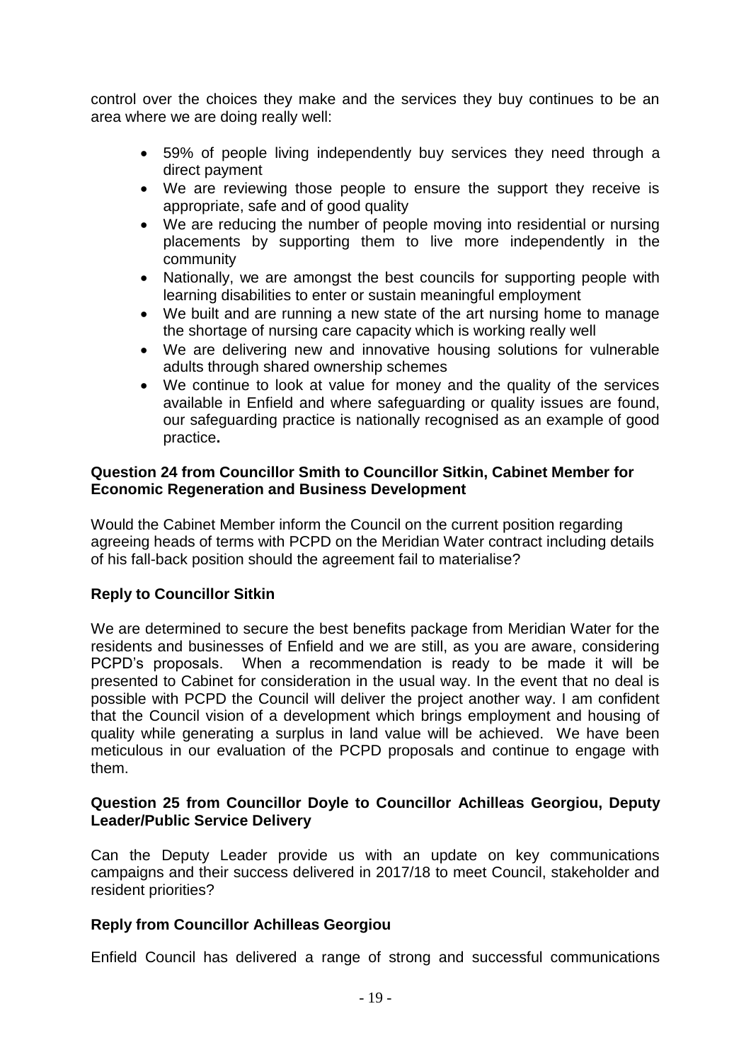control over the choices they make and the services they buy continues to be an area where we are doing really well:

- 59% of people living independently buy services they need through a direct payment
- We are reviewing those people to ensure the support they receive is appropriate, safe and of good quality
- We are reducing the number of people moving into residential or nursing placements by supporting them to live more independently in the community
- Nationally, we are amongst the best councils for supporting people with learning disabilities to enter or sustain meaningful employment
- We built and are running a new state of the art nursing home to manage the shortage of nursing care capacity which is working really well
- We are delivering new and innovative housing solutions for vulnerable adults through shared ownership schemes
- We continue to look at value for money and the quality of the services available in Enfield and where safeguarding or quality issues are found, our safeguarding practice is nationally recognised as an example of good practice**.**

**Question 24 from Councillor Smith to Councillor Sitkin, Cabinet Member for Economic Regeneration and Business Development**

Would the Cabinet Member inform the Council on the current position regarding agreeing heads of terms with PCPD on the Meridian Water contract including details of his fall-back position should the agreement fail to materialise?

**Reply to Councillor Sitkin**

We are determined to secure the best benefits package from Meridian Water for the residents and businesses of Enfield and we are still, as you are aware, considering PCPD's proposals. When a recommendation is ready to be made it will be presented to Cabinet for consideration in the usual way. In the event that no deal is possible with PCPD the Council will deliver the project another way. I am confident that the Council vision of a development which brings employment and housing of quality while generating a surplus in land value will be achieved. We have been meticulous in our evaluation of the PCPD proposals and continue to engage with them.

**Question 25 from Councillor Doyle to Councillor Achilleas Georgiou, Deputy Leader/Public Service Delivery**

Can the Deputy Leader provide us with an update on key communications campaigns and their success delivered in 2017/18 to meet Council, stakeholder and resident priorities?

**Reply from Councillor Achilleas Georgiou**

Enfield Council has delivered a range of strong and successful communications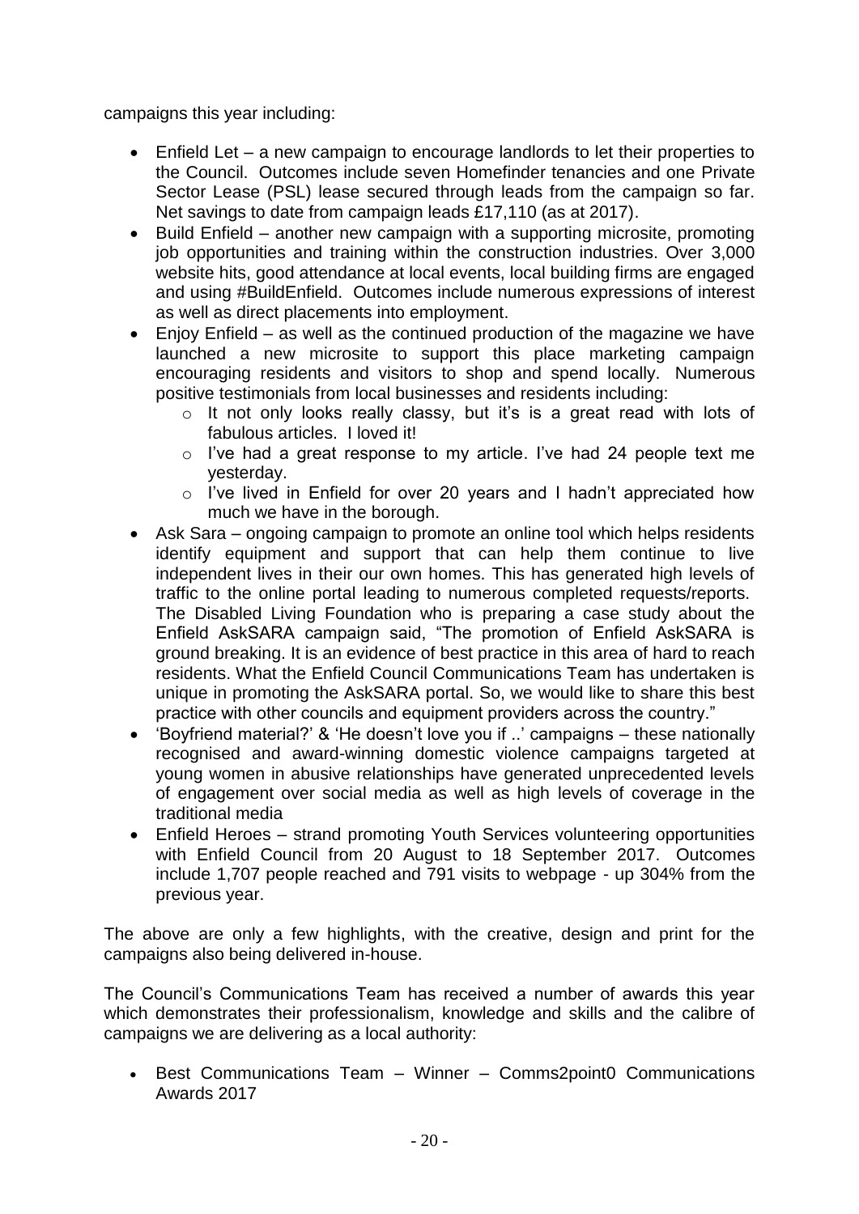campaigns this year including:

- Enfield Let – a new campaign to encourage landlords to let their properties to the Council. Outcomes include seven Homefinder tenancies and one Private Sector Lease (PSL) lease secured through leads from the campaign so far. Net savings to date from campaign leads £17,110 (as at 2017).
- Build Enfield – another new campaign with a supporting microsite, promoting job opportunities and training within the construction industries. Over 3,000 website hits, good attendance at local events, local building firms are engaged and using #BuildEnfield. Outcomes include numerous expressions of interest as well as direct placements into employment.
- Enjoy Enfield – as well as the continued production of the magazine we have launched a new microsite to support this place marketing campaign encouraging residents and visitors to shop and spend locally. Numerous positive testimonials from local businesses and residents including:
  - It not only looks really classy, but it's is a great read with lots of fabulous articles. I loved it!
  - I've had a great response to my article. I've had 24 people text me yesterday.
  - I've lived in Enfield for over 20 years and I hadn't appreciated how much we have in the borough.
- Ask Sara – ongoing campaign to promote an online tool which helps residents identify equipment and support that can help them continue to live independent lives in their our own homes. This has generated high levels of traffic to the online portal leading to numerous completed requests/reports. The Disabled Living Foundation who is preparing a case study about the Enfield AskSARA campaign said, "The promotion of Enfield AskSARA is ground breaking. It is an evidence of best practice in this area of hard to reach residents. What the Enfield Council Communications Team has undertaken is unique in promoting the AskSARA portal. So, we would like to share this best practice with other councils and equipment providers across the country."
- 'Boyfriend material?' & 'He doesn't love you if ..' campaigns – these nationally recognised and award-winning domestic violence campaigns targeted at young women in abusive relationships have generated unprecedented levels of engagement over social media as well as high levels of coverage in the traditional media
- Enfield Heroes – strand promoting Youth Services volunteering opportunities with Enfield Council from 20 August to 18 September 2017. Outcomes include 1,707 people reached and 791 visits to webpage - up 304% from the previous year.

The above are only a few highlights, with the creative, design and print for the campaigns also being delivered in-house.

The Council's Communications Team has received a number of awards this year which demonstrates their professionalism, knowledge and skills and the calibre of campaigns we are delivering as a local authority:

- Best Communications Team – Winner – Comms2point0 Communications Awards 2017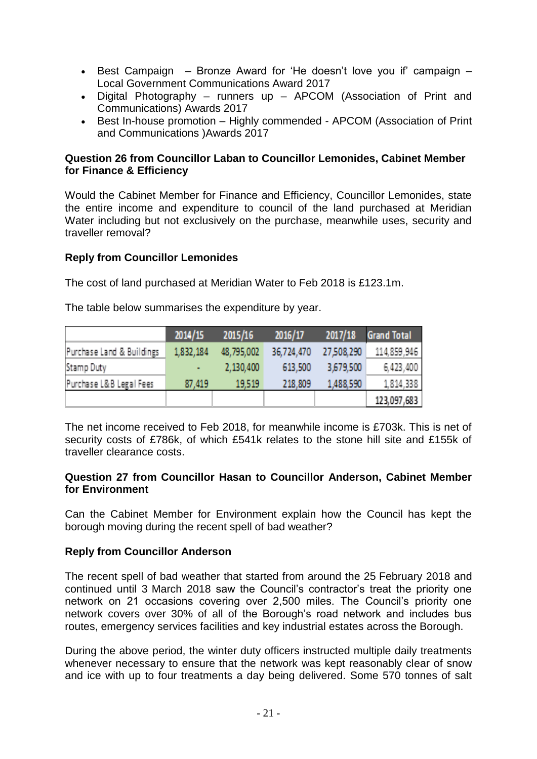- Best Campaign – Bronze Award for 'He doesn't love you if' campaign – Local Government Communications Award 2017
- Digital Photography – runners up – APCOM (Association of Print and Communications) Awards 2017
- Best In-house promotion – Highly commended - APCOM (Association of Print and Communications )Awards 2017

**Question 26 from Councillor Laban to Councillor Lemonides, Cabinet Member for Finance & Efficiency**

Would the Cabinet Member for Finance and Efficiency, Councillor Lemonides, state the entire income and expenditure to council of the land purchased at Meridian Water including but not exclusively on the purchase, meanwhile uses, security and traveller removal?

**Reply from Councillor Lemonides**

The cost of land purchased at Meridian Water to Feb 2018 is £123.1m.

The table below summarises the expenditure by year.

| | 2014/15 | 2015/16 | 2016/17 | 2017/18 | Grand Total |
|---|---|---|---|---|---|
| Purchase Land & Buildings | 1,832,184 | 48,795,002 | 36,724,470 | 27,508,290 | 114,859,946 |
| Stamp Duty | - | 2,130,400 | 613,500 | 3,679,500 | 6,423,400 |
| Purchase L&B Legal Fees | 87,419 | 19,519 | 218,809 | 1,488,590 | 1,814,338 |
| | | | | | 123,097,683 |

The net income received to Feb 2018, for meanwhile income is £703k. This is net of security costs of £786k, of which £541k relates to the stone hill site and £155k of traveller clearance costs.

**Question 27 from Councillor Hasan to Councillor Anderson, Cabinet Member for Environment**

Can the Cabinet Member for Environment explain how the Council has kept the borough moving during the recent spell of bad weather?

**Reply from Councillor Anderson**

The recent spell of bad weather that started from around the 25 February 2018 and continued until 3 March 2018 saw the Council's contractor's treat the priority one network on 21 occasions covering over 2,500 miles. The Council's priority one network covers over 30% of all of the Borough's road network and includes bus routes, emergency services facilities and key industrial estates across the Borough.

During the above period, the winter duty officers instructed multiple daily treatments whenever necessary to ensure that the network was kept reasonably clear of snow and ice with up to four treatments a day being delivered. Some 570 tonnes of salt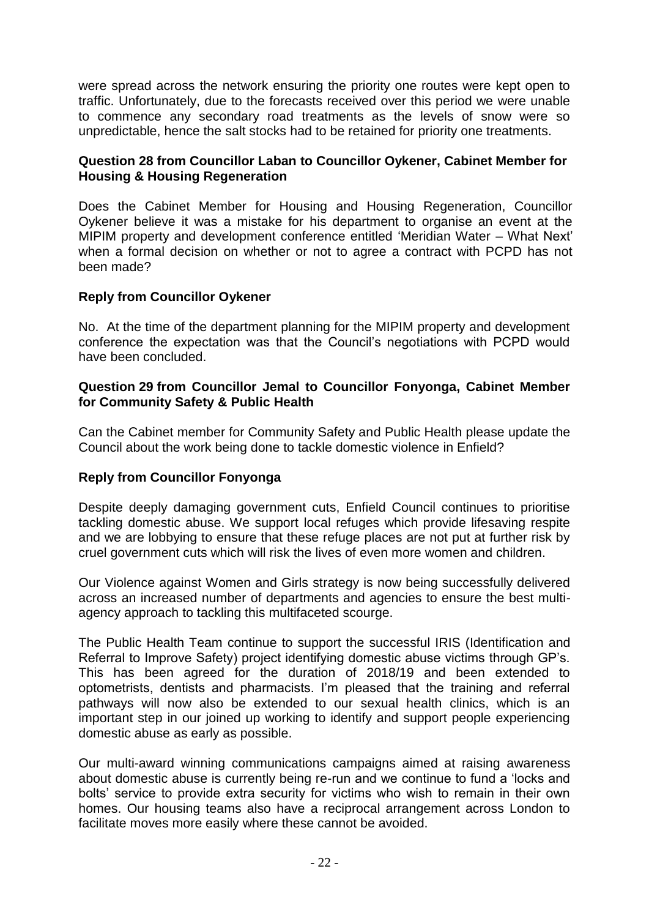were spread across the network ensuring the priority one routes were kept open to traffic. Unfortunately, due to the forecasts received over this period we were unable to commence any secondary road treatments as the levels of snow were so unpredictable, hence the salt stocks had to be retained for priority one treatments.

**Question 28 from Councillor Laban to Councillor Oykener, Cabinet Member for Housing & Housing Regeneration**

Does the Cabinet Member for Housing and Housing Regeneration, Councillor Oykener believe it was a mistake for his department to organise an event at the MIPIM property and development conference entitled 'Meridian Water – What Next' when a formal decision on whether or not to agree a contract with PCPD has not been made?

**Reply from Councillor Oykener**

No. At the time of the department planning for the MIPIM property and development conference the expectation was that the Council's negotiations with PCPD would have been concluded.

**Question 29 from Councillor Jemal to Councillor Fonyonga, Cabinet Member for Community Safety & Public Health**

Can the Cabinet member for Community Safety and Public Health please update the Council about the work being done to tackle domestic violence in Enfield?

**Reply from Councillor Fonyonga**

Despite deeply damaging government cuts, Enfield Council continues to prioritise tackling domestic abuse. We support local refuges which provide lifesaving respite and we are lobbying to ensure that these refuge places are not put at further risk by cruel government cuts which will risk the lives of even more women and children.

Our Violence against Women and Girls strategy is now being successfully delivered across an increased number of departments and agencies to ensure the best multi-agency approach to tackling this multifaceted scourge.

The Public Health Team continue to support the successful IRIS (Identification and Referral to Improve Safety) project identifying domestic abuse victims through GP's. This has been agreed for the duration of 2018/19 and been extended to optometrists, dentists and pharmacists. I'm pleased that the training and referral pathways will now also be extended to our sexual health clinics, which is an important step in our joined up working to identify and support people experiencing domestic abuse as early as possible.

Our multi-award winning communications campaigns aimed at raising awareness about domestic abuse is currently being re-run and we continue to fund a 'locks and bolts' service to provide extra security for victims who wish to remain in their own homes. Our housing teams also have a reciprocal arrangement across London to facilitate moves more easily where these cannot be avoided.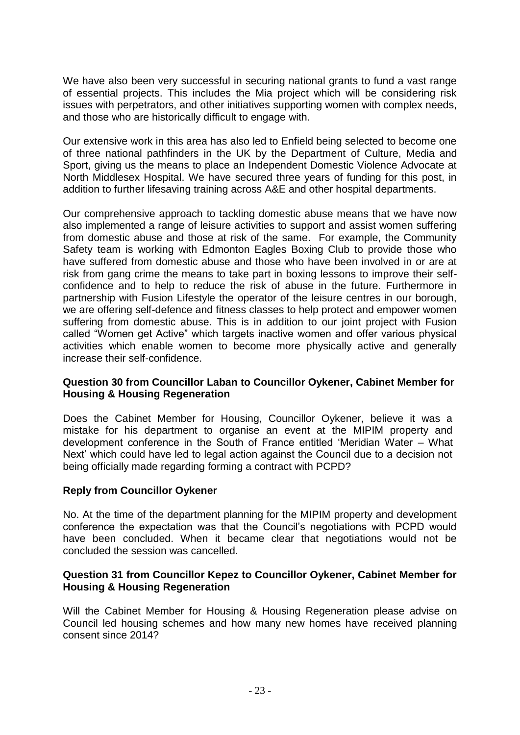We have also been very successful in securing national grants to fund a vast range of essential projects. This includes the Mia project which will be considering risk issues with perpetrators, and other initiatives supporting women with complex needs, and those who are historically difficult to engage with.

Our extensive work in this area has also led to Enfield being selected to become one of three national pathfinders in the UK by the Department of Culture, Media and Sport, giving us the means to place an Independent Domestic Violence Advocate at North Middlesex Hospital. We have secured three years of funding for this post, in addition to further lifesaving training across A&E and other hospital departments.

Our comprehensive approach to tackling domestic abuse means that we have now also implemented a range of leisure activities to support and assist women suffering from domestic abuse and those at risk of the same. For example, the Community Safety team is working with Edmonton Eagles Boxing Club to provide those who have suffered from domestic abuse and those who have been involved in or are at risk from gang crime the means to take part in boxing lessons to improve their self-confidence and to help to reduce the risk of abuse in the future. Furthermore in partnership with Fusion Lifestyle the operator of the leisure centres in our borough, we are offering self-defence and fitness classes to help protect and empower women suffering from domestic abuse. This is in addition to our joint project with Fusion called "Women get Active" which targets inactive women and offer various physical activities which enable women to become more physically active and generally increase their self-confidence.

**Question 30 from Councillor Laban to Councillor Oykener, Cabinet Member for Housing & Housing Regeneration**

Does the Cabinet Member for Housing, Councillor Oykener, believe it was a mistake for his department to organise an event at the MIPIM property and development conference in the South of France entitled 'Meridian Water – What Next' which could have led to legal action against the Council due to a decision not being officially made regarding forming a contract with PCPD?

**Reply from Councillor Oykener**

No. At the time of the department planning for the MIPIM property and development conference the expectation was that the Council's negotiations with PCPD would have been concluded. When it became clear that negotiations would not be concluded the session was cancelled.

**Question 31 from Councillor Kepez to Councillor Oykener, Cabinet Member for Housing & Housing Regeneration**

Will the Cabinet Member for Housing & Housing Regeneration please advise on Council led housing schemes and how many new homes have received planning consent since 2014?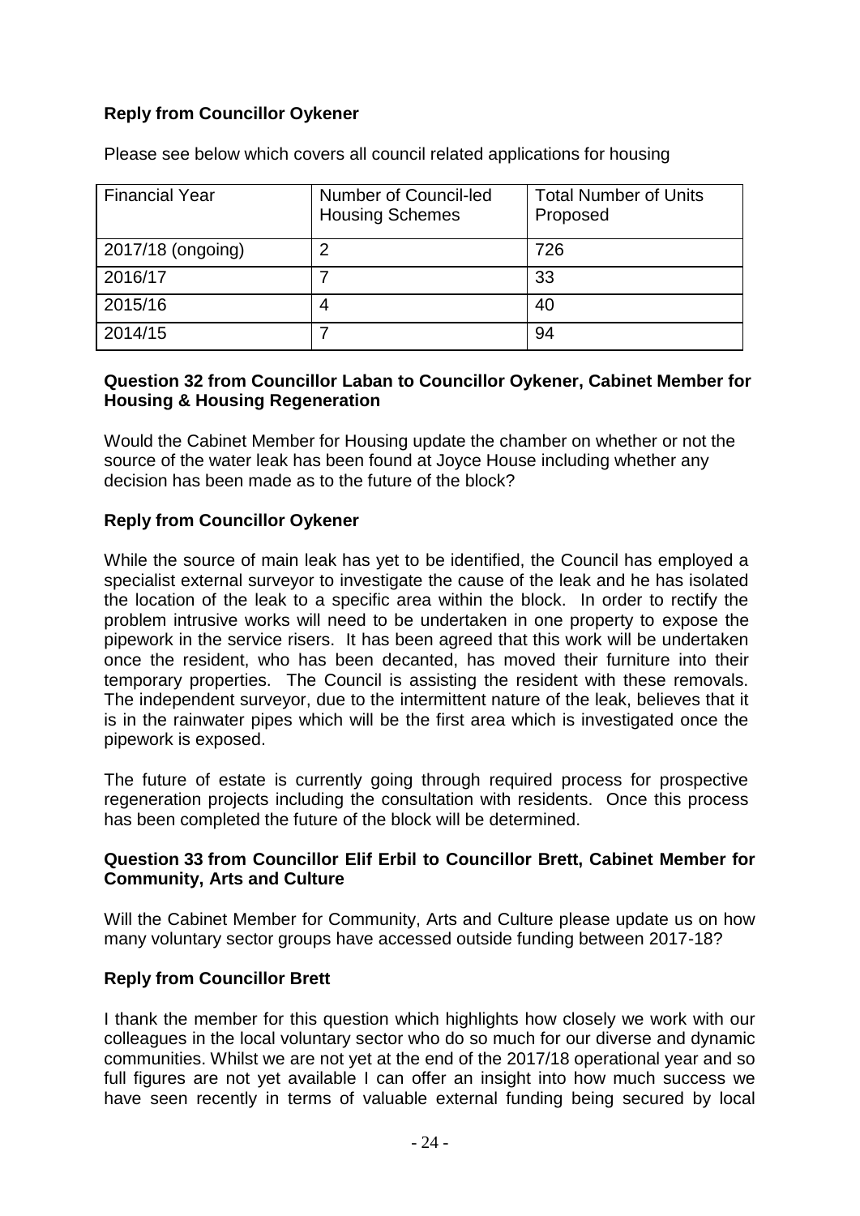**Reply from Councillor Oykener**

Please see below which covers all council related applications for housing

| Financial Year | Number of Council-led Housing Schemes | Total Number of Units Proposed |
|---|---|---|
| 2017/18 (ongoing) | 2 | 726 |
| 2016/17 | 7 | 33 |
| 2015/16 | 4 | 40 |
| 2014/15 | 7 | 94 |

**Question 32 from Councillor Laban to Councillor Oykener, Cabinet Member for Housing & Housing Regeneration**

Would the Cabinet Member for Housing update the chamber on whether or not the source of the water leak has been found at Joyce House including whether any decision has been made as to the future of the block?

**Reply from Councillor Oykener**

While the source of main leak has yet to be identified, the Council has employed a specialist external surveyor to investigate the cause of the leak and he has isolated the location of the leak to a specific area within the block. In order to rectify the problem intrusive works will need to be undertaken in one property to expose the pipework in the service risers. It has been agreed that this work will be undertaken once the resident, who has been decanted, has moved their furniture into their temporary properties. The Council is assisting the resident with these removals. The independent surveyor, due to the intermittent nature of the leak, believes that it is in the rainwater pipes which will be the first area which is investigated once the pipework is exposed.

The future of estate is currently going through required process for prospective regeneration projects including the consultation with residents. Once this process has been completed the future of the block will be determined.

**Question 33 from Councillor Elif Erbil to Councillor Brett, Cabinet Member for Community, Arts and Culture**

Will the Cabinet Member for Community, Arts and Culture please update us on how many voluntary sector groups have accessed outside funding between 2017-18?

**Reply from Councillor Brett**

I thank the member for this question which highlights how closely we work with our colleagues in the local voluntary sector who do so much for our diverse and dynamic communities. Whilst we are not yet at the end of the 2017/18 operational year and so full figures are not yet available I can offer an insight into how much success we have seen recently in terms of valuable external funding being secured by local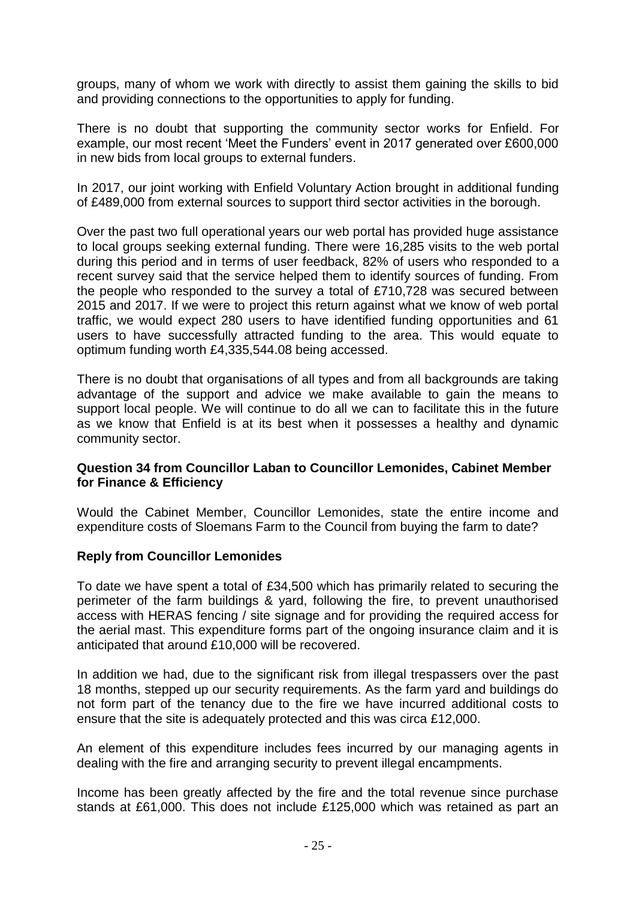groups, many of whom we work with directly to assist them gaining the skills to bid and providing connections to the opportunities to apply for funding.

There is no doubt that supporting the community sector works for Enfield. For example, our most recent 'Meet the Funders' event in 2017 generated over £600,000 in new bids from local groups to external funders.

In 2017, our joint working with Enfield Voluntary Action brought in additional funding of £489,000 from external sources to support third sector activities in the borough.

Over the past two full operational years our web portal has provided huge assistance to local groups seeking external funding. There were 16,285 visits to the web portal during this period and in terms of user feedback, 82% of users who responded to a recent survey said that the service helped them to identify sources of funding. From the people who responded to the survey a total of £710,728 was secured between 2015 and 2017. If we were to project this return against what we know of web portal traffic, we would expect 280 users to have identified funding opportunities and 61 users to have successfully attracted funding to the area. This would equate to optimum funding worth £4,335,544.08 being accessed.

There is no doubt that organisations of all types and from all backgrounds are taking advantage of the support and advice we make available to gain the means to support local people. We will continue to do all we can to facilitate this in the future as we know that Enfield is at its best when it possesses a healthy and dynamic community sector.

**Question 34 from Councillor Laban to Councillor Lemonides, Cabinet Member for Finance & Efficiency**

Would the Cabinet Member, Councillor Lemonides, state the entire income and expenditure costs of Sloemans Farm to the Council from buying the farm to date?

**Reply from Councillor Lemonides**

To date we have spent a total of £34,500 which has primarily related to securing the perimeter of the farm buildings & yard, following the fire, to prevent unauthorised access with HERAS fencing / site signage and for providing the required access for the aerial mast. This expenditure forms part of the ongoing insurance claim and it is anticipated that around £10,000 will be recovered.

In addition we had, due to the significant risk from illegal trespassers over the past 18 months, stepped up our security requirements. As the farm yard and buildings do not form part of the tenancy due to the fire we have incurred additional costs to ensure that the site is adequately protected and this was circa £12,000.

An element of this expenditure includes fees incurred by our managing agents in dealing with the fire and arranging security to prevent illegal encampments.

Income has been greatly affected by the fire and the total revenue since purchase stands at £61,000. This does not include £125,000 which was retained as part an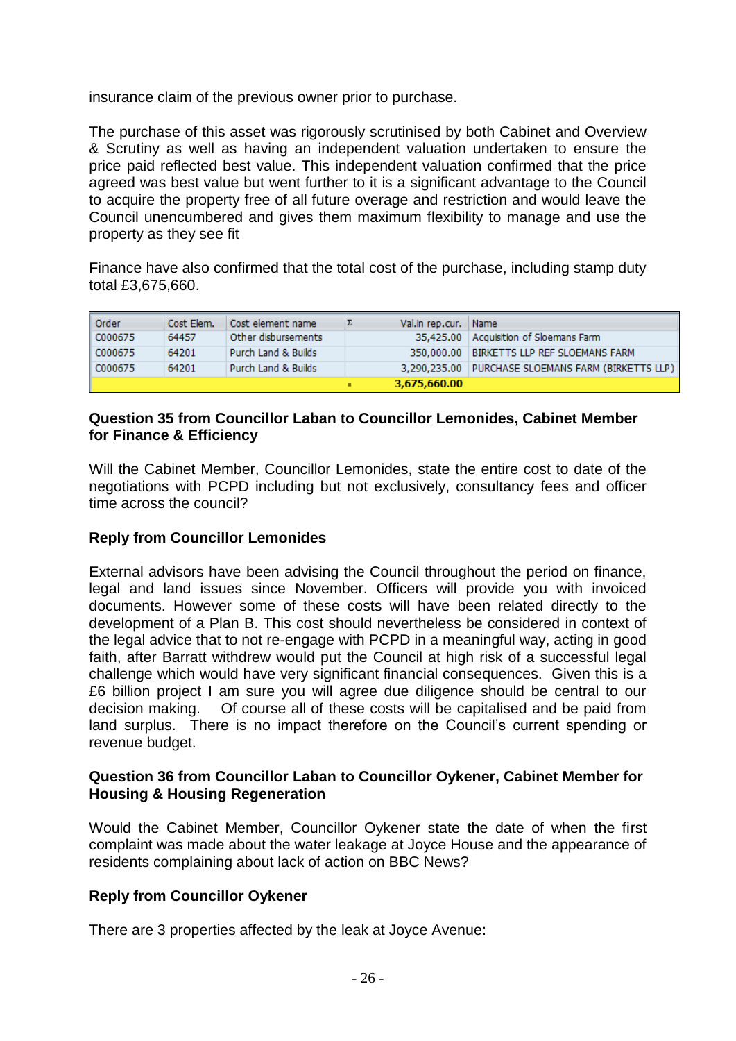insurance claim of the previous owner prior to purchase.

The purchase of this asset was rigorously scrutinised by both Cabinet and Overview & Scrutiny as well as having an independent valuation undertaken to ensure the price paid reflected best value. This independent valuation confirmed that the price agreed was best value but went further to it is a significant advantage to the Council to acquire the property free of all future overage and restriction and would leave the Council unencumbered and gives them maximum flexibility to manage and use the property as they see fit

Finance have also confirmed that the total cost of the purchase, including stamp duty total £3,675,660.

| Order | Cost Elem. | Cost element name | Σ | Val.in rep.cur. | Name |
|---|---|---|---|---|---|
| C000675 | 64457 | Other disbursements | | 35,425.00 | Acquisition of Sloemans Farm |
| C000675 | 64201 | Purch Land & Builds | | 350,000.00 | BIRKETTS LLP REF SLOEMANS FARM |
| C000675 | 64201 | Purch Land & Builds | | 3,290,235.00 | PURCHASE SLOEMANS FARM (BIRKETTS LLP) |
| | | | ▪ | **3,675,660.00** | |

**Question 35 from Councillor Laban to Councillor Lemonides, Cabinet Member for Finance & Efficiency**

Will the Cabinet Member, Councillor Lemonides, state the entire cost to date of the negotiations with PCPD including but not exclusively, consultancy fees and officer time across the council?

**Reply from Councillor Lemonides**

External advisors have been advising the Council throughout the period on finance, legal and land issues since November. Officers will provide you with invoiced documents. However some of these costs will have been related directly to the development of a Plan B. This cost should nevertheless be considered in context of the legal advice that to not re-engage with PCPD in a meaningful way, acting in good faith, after Barratt withdrew would put the Council at high risk of a successful legal challenge which would have very significant financial consequences. Given this is a £6 billion project I am sure you will agree due diligence should be central to our decision making. Of course all of these costs will be capitalised and be paid from land surplus. There is no impact therefore on the Council's current spending or revenue budget.

**Question 36 from Councillor Laban to Councillor Oykener, Cabinet Member for Housing & Housing Regeneration**

Would the Cabinet Member, Councillor Oykener state the date of when the first complaint was made about the water leakage at Joyce House and the appearance of residents complaining about lack of action on BBC News?

**Reply from Councillor Oykener**

There are 3 properties affected by the leak at Joyce Avenue: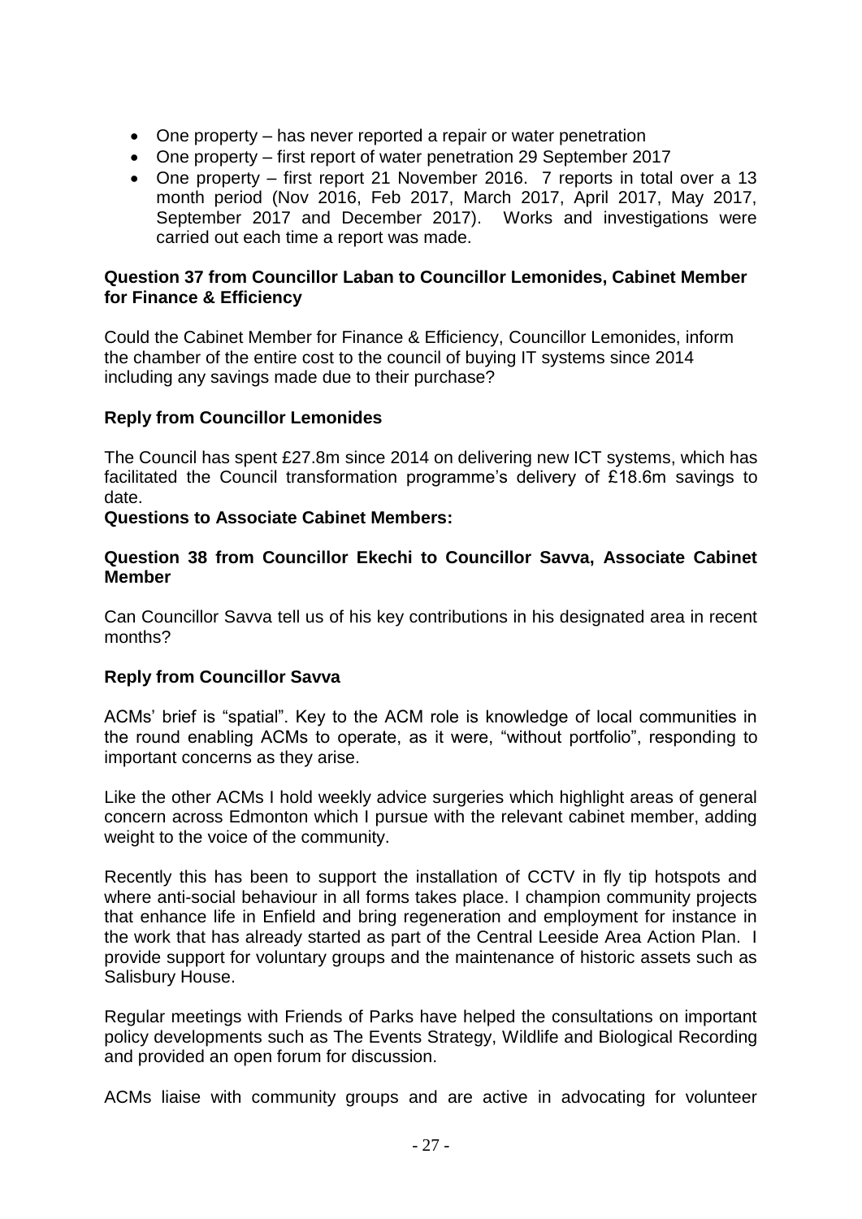- One property – has never reported a repair or water penetration
- One property – first report of water penetration 29 September 2017
- One property – first report 21 November 2016. 7 reports in total over a 13 month period (Nov 2016, Feb 2017, March 2017, April 2017, May 2017, September 2017 and December 2017). Works and investigations were carried out each time a report was made.

**Question 37 from Councillor Laban to Councillor Lemonides, Cabinet Member for Finance & Efficiency**

Could the Cabinet Member for Finance & Efficiency, Councillor Lemonides, inform the chamber of the entire cost to the council of buying IT systems since 2014 including any savings made due to their purchase?

**Reply from Councillor Lemonides**

The Council has spent £27.8m since 2014 on delivering new ICT systems, which has facilitated the Council transformation programme's delivery of £18.6m savings to date.

**Questions to Associate Cabinet Members:**

**Question 38 from Councillor Ekechi to Councillor Savva, Associate Cabinet Member**

Can Councillor Savva tell us of his key contributions in his designated area in recent months?

**Reply from Councillor Savva**

ACMs' brief is "spatial". Key to the ACM role is knowledge of local communities in the round enabling ACMs to operate, as it were, "without portfolio", responding to important concerns as they arise.

Like the other ACMs I hold weekly advice surgeries which highlight areas of general concern across Edmonton which I pursue with the relevant cabinet member, adding weight to the voice of the community.

Recently this has been to support the installation of CCTV in fly tip hotspots and where anti-social behaviour in all forms takes place. I champion community projects that enhance life in Enfield and bring regeneration and employment for instance in the work that has already started as part of the Central Leeside Area Action Plan. I provide support for voluntary groups and the maintenance of historic assets such as Salisbury House.

Regular meetings with Friends of Parks have helped the consultations on important policy developments such as The Events Strategy, Wildlife and Biological Recording and provided an open forum for discussion.

ACMs liaise with community groups and are active in advocating for volunteer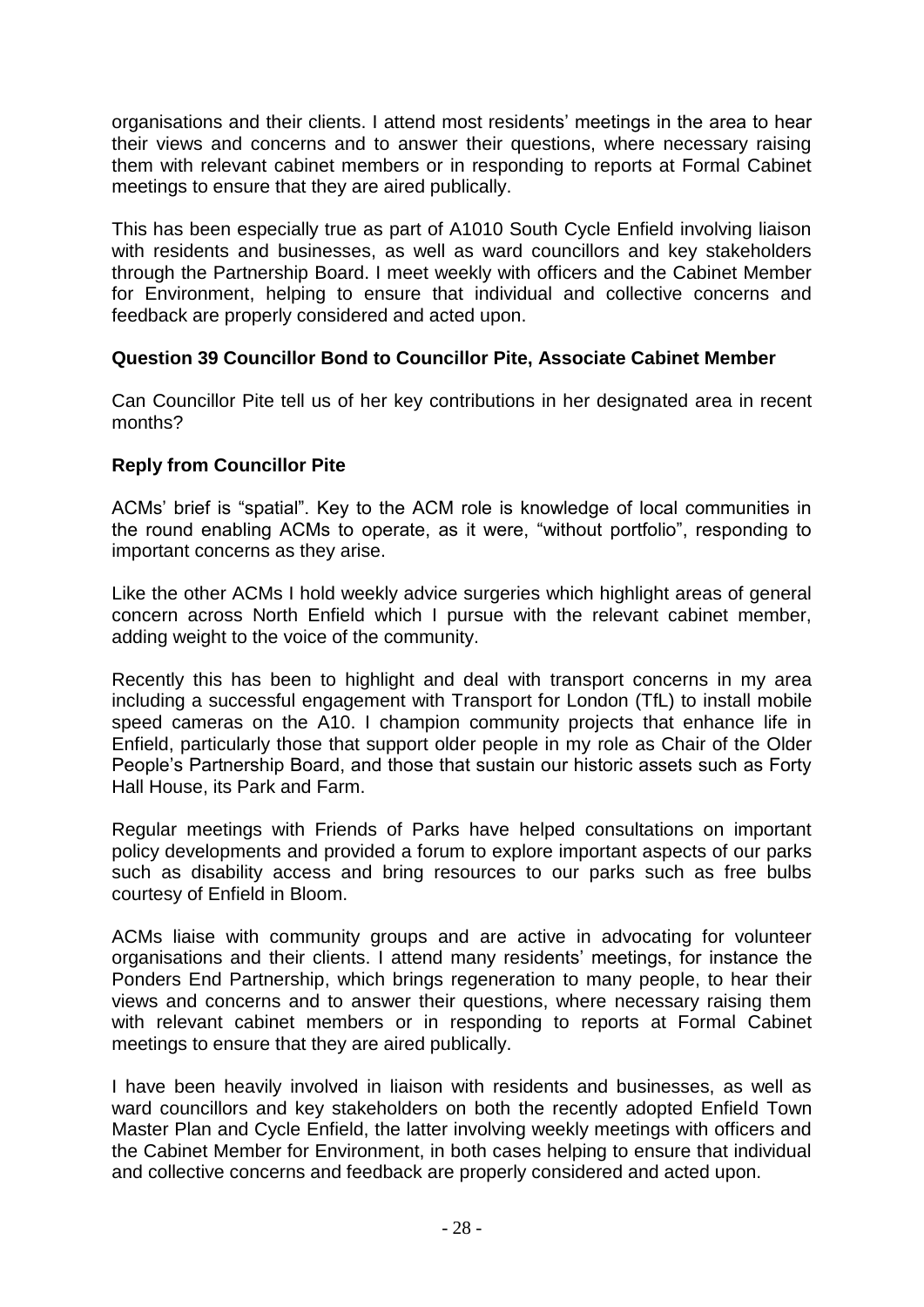organisations and their clients. I attend most residents' meetings in the area to hear their views and concerns and to answer their questions, where necessary raising them with relevant cabinet members or in responding to reports at Formal Cabinet meetings to ensure that they are aired publically.

This has been especially true as part of A1010 South Cycle Enfield involving liaison with residents and businesses, as well as ward councillors and key stakeholders through the Partnership Board. I meet weekly with officers and the Cabinet Member for Environment, helping to ensure that individual and collective concerns and feedback are properly considered and acted upon.

**Question 39 Councillor Bond to Councillor Pite, Associate Cabinet Member**

Can Councillor Pite tell us of her key contributions in her designated area in recent months?

**Reply from Councillor Pite**

ACMs' brief is "spatial". Key to the ACM role is knowledge of local communities in the round enabling ACMs to operate, as it were, "without portfolio", responding to important concerns as they arise.

Like the other ACMs I hold weekly advice surgeries which highlight areas of general concern across North Enfield which I pursue with the relevant cabinet member, adding weight to the voice of the community.

Recently this has been to highlight and deal with transport concerns in my area including a successful engagement with Transport for London (TfL) to install mobile speed cameras on the A10. I champion community projects that enhance life in Enfield, particularly those that support older people in my role as Chair of the Older People's Partnership Board, and those that sustain our historic assets such as Forty Hall House, its Park and Farm.

Regular meetings with Friends of Parks have helped consultations on important policy developments and provided a forum to explore important aspects of our parks such as disability access and bring resources to our parks such as free bulbs courtesy of Enfield in Bloom.

ACMs liaise with community groups and are active in advocating for volunteer organisations and their clients. I attend many residents' meetings, for instance the Ponders End Partnership, which brings regeneration to many people, to hear their views and concerns and to answer their questions, where necessary raising them with relevant cabinet members or in responding to reports at Formal Cabinet meetings to ensure that they are aired publically.

I have been heavily involved in liaison with residents and businesses, as well as ward councillors and key stakeholders on both the recently adopted Enfield Town Master Plan and Cycle Enfield, the latter involving weekly meetings with officers and the Cabinet Member for Environment, in both cases helping to ensure that individual and collective concerns and feedback are properly considered and acted upon.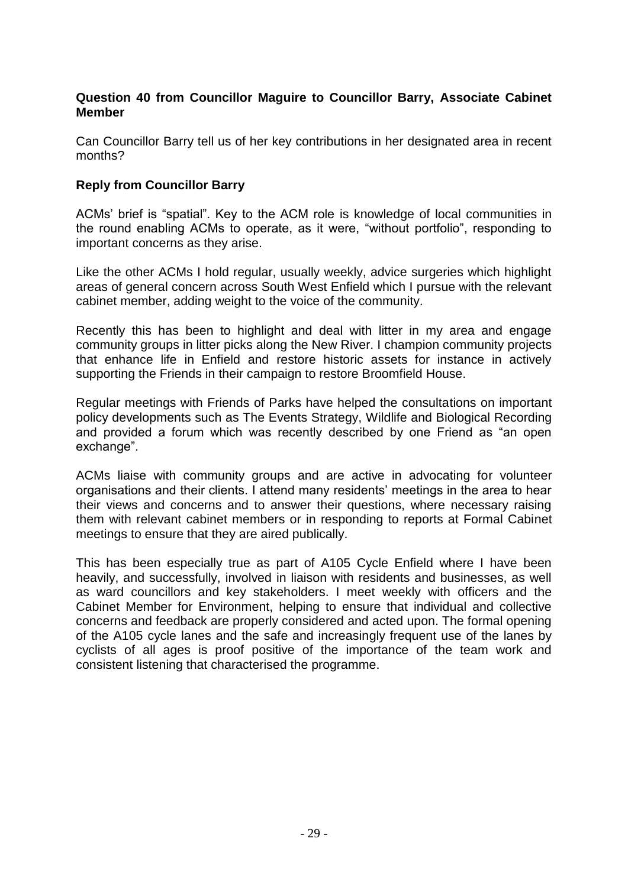**Question 40 from Councillor Maguire to Councillor Barry, Associate Cabinet Member**

Can Councillor Barry tell us of her key contributions in her designated area in recent months?

**Reply from Councillor Barry**

ACMs' brief is "spatial". Key to the ACM role is knowledge of local communities in the round enabling ACMs to operate, as it were, "without portfolio", responding to important concerns as they arise.

Like the other ACMs I hold regular, usually weekly, advice surgeries which highlight areas of general concern across South West Enfield which I pursue with the relevant cabinet member, adding weight to the voice of the community.

Recently this has been to highlight and deal with litter in my area and engage community groups in litter picks along the New River. I champion community projects that enhance life in Enfield and restore historic assets for instance in actively supporting the Friends in their campaign to restore Broomfield House.

Regular meetings with Friends of Parks have helped the consultations on important policy developments such as The Events Strategy, Wildlife and Biological Recording and provided a forum which was recently described by one Friend as "an open exchange".

ACMs liaise with community groups and are active in advocating for volunteer organisations and their clients. I attend many residents' meetings in the area to hear their views and concerns and to answer their questions, where necessary raising them with relevant cabinet members or in responding to reports at Formal Cabinet meetings to ensure that they are aired publically.

This has been especially true as part of A105 Cycle Enfield where I have been heavily, and successfully, involved in liaison with residents and businesses, as well as ward councillors and key stakeholders. I meet weekly with officers and the Cabinet Member for Environment, helping to ensure that individual and collective concerns and feedback are properly considered and acted upon. The formal opening of the A105 cycle lanes and the safe and increasingly frequent use of the lanes by cyclists of all ages is proof positive of the importance of the team work and consistent listening that characterised the programme.